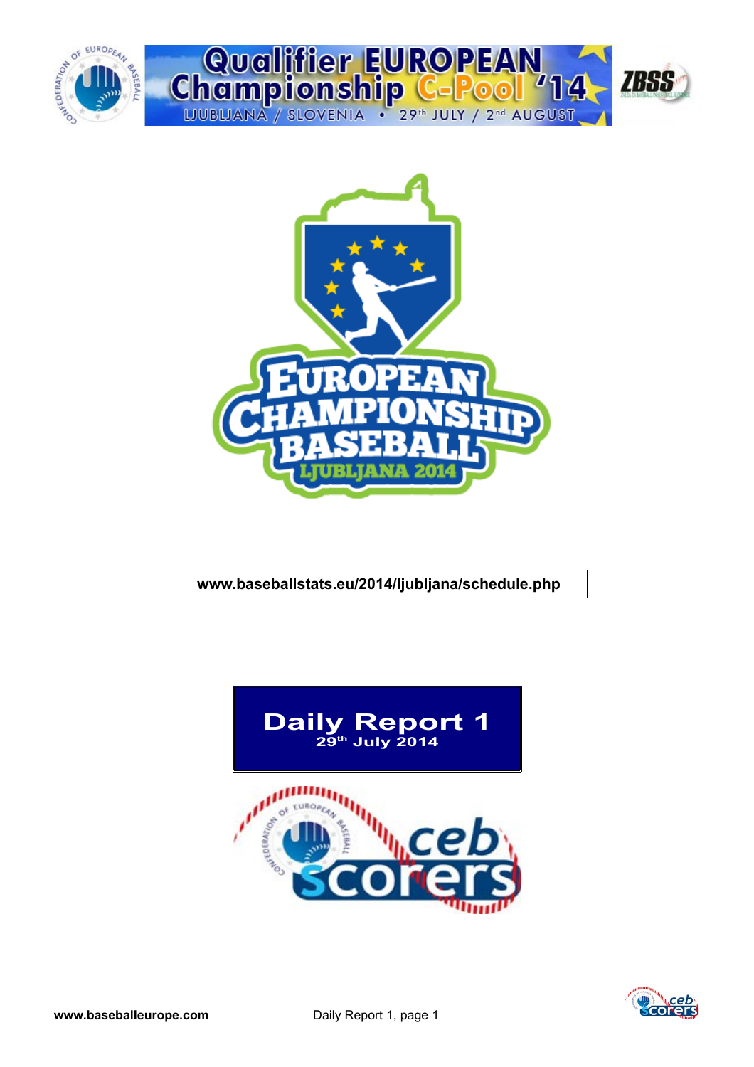# Qualifier EUROPEAN Championship C-Pool '14

LJUBLJANA / SLOVENIA • 29th JULY / 2nd AUGUST

EUROPEAN CHAMPIONSHIP BASEBALL

LJUBLJANA 2014

www.baseballstats.eu/2014/ljubljana/schedule.php

## Daily Report 1

29th July 2014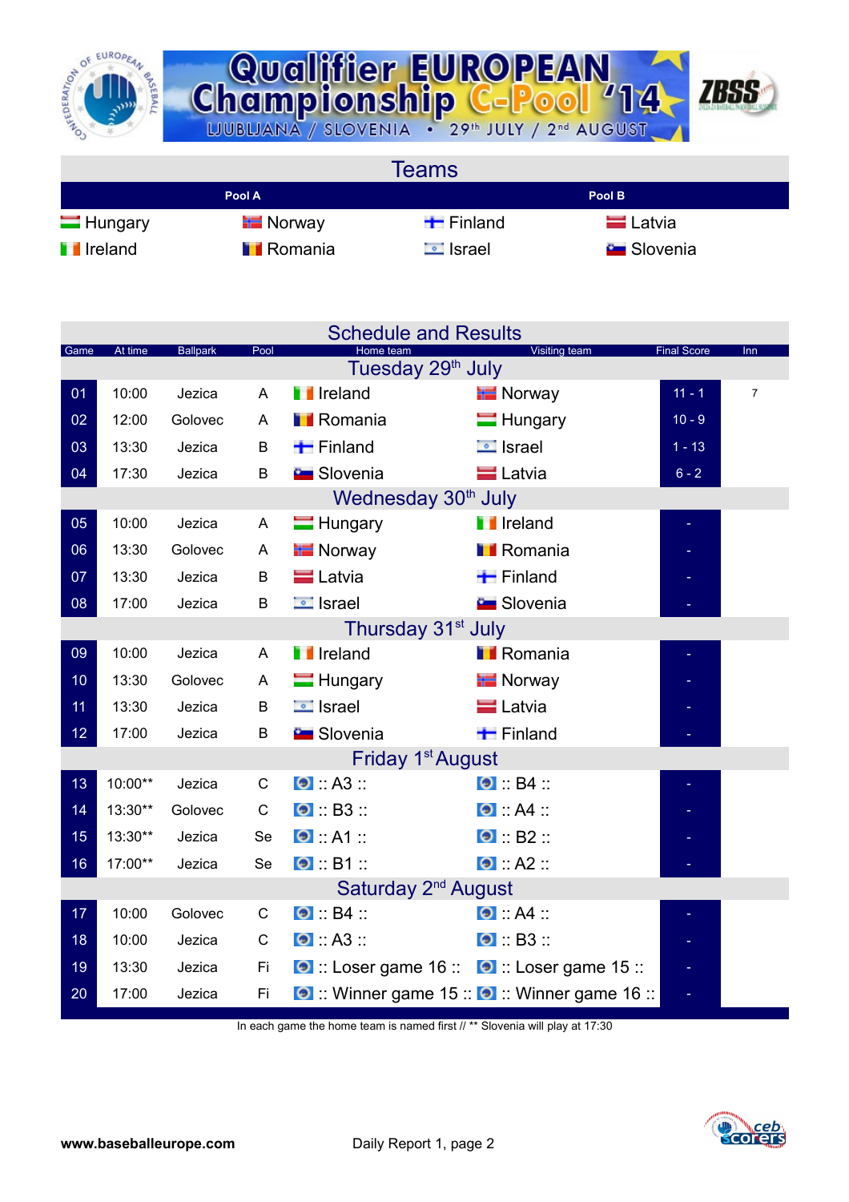# Qualifier EUROPEAN Championship C-Pool '14

LJUBLJANA / SLOVENIA • 29th JULY / 2nd AUGUST

## Teams

| Pool A | | Pool B | |
|---|---|---|---|
| Hungary | Norway | Finland | Latvia |
| Ireland | Romania | Israel | Slovenia |

## Schedule and Results

| Game | At time | Ballpark | Pool | Home team | Visiting team | Final Score | Inn |
|---|---|---|---|---|---|---|---|
| **Tuesday 29th July** | | | | | | | |
| 01 | 10:00 | Jezica | A | Ireland | Norway | 11 - 1 | 7 |
| 02 | 12:00 | Golovec | A | Romania | Hungary | 10 - 9 | |
| 03 | 13:30 | Jezica | B | Finland | Israel | 1 - 13 | |
| 04 | 17:30 | Jezica | B | Slovenia | Latvia | 6 - 2 | |
| **Wednesday 30th July** | | | | | | | |
| 05 | 10:00 | Jezica | A | Hungary | Ireland | - | |
| 06 | 13:30 | Golovec | A | Norway | Romania | - | |
| 07 | 13:30 | Jezica | B | Latvia | Finland | - | |
| 08 | 17:00 | Jezica | B | Israel | Slovenia | - | |
| **Thursday 31st July** | | | | | | | |
| 09 | 10:00 | Jezica | A | Ireland | Romania | - | |
| 10 | 13:30 | Golovec | A | Hungary | Norway | - | |
| 11 | 13:30 | Jezica | B | Israel | Latvia | - | |
| 12 | 17:00 | Jezica | B | Slovenia | Finland | - | |
| **Friday 1st August** | | | | | | | |
| 13 | 10:00** | Jezica | C | :: A3 :: | :: B4 :: | - | |
| 14 | 13:30** | Golovec | C | :: B3 :: | :: A4 :: | - | |
| 15 | 13:30** | Jezica | Se | :: A1 :: | :: B2 :: | - | |
| 16 | 17:00** | Jezica | Se | :: B1 :: | :: A2 :: | - | |
| **Saturday 2nd August** | | | | | | | |
| 17 | 10:00 | Golovec | C | :: B4 :: | :: A4 :: | - | |
| 18 | 10:00 | Jezica | C | :: A3 :: | :: B3 :: | - | |
| 19 | 13:30 | Jezica | Fi | :: Loser game 16 :: | :: Loser game 15 :: | - | |
| 20 | 17:00 | Jezica | Fi | :: Winner game 15 :: | :: Winner game 16 :: | - | |

In each game the home team is named first // ** Slovenia will play at 17:30

www.baseballeurope.com Daily Report 1, page 2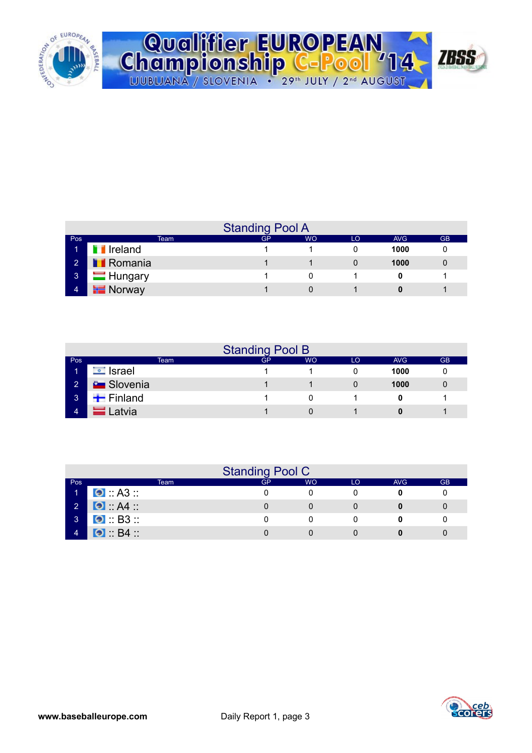# Qualifier EUROPEAN Championship C-Pool '14

LJUBLJANA / SLOVENIA • 29th JULY / 2nd AUGUST

## Standing Pool A

| Pos | Team | GP | WO | LO | AVG | GB |
|---|---|---|---|---|---|---|
| 1 | Ireland | 1 | 1 | 0 | **1000** | 0 |
| 2 | Romania | 1 | 1 | 0 | **1000** | 0 |
| 3 | Hungary | 1 | 0 | 1 | **0** | 1 |
| 4 | Norway | 1 | 0 | 1 | **0** | 1 |

## Standing Pool B

| Pos | Team | GP | WO | LO | AVG | GB |
|---|---|---|---|---|---|---|
| 1 | Israel | 1 | 1 | 0 | **1000** | 0 |
| 2 | Slovenia | 1 | 1 | 0 | **1000** | 0 |
| 3 | Finland | 1 | 0 | 1 | **0** | 1 |
| 4 | Latvia | 1 | 0 | 1 | **0** | 1 |

## Standing Pool C

| Pos | Team | GP | WO | LO | AVG | GB |
|---|---|---|---|---|---|---|
| 1 | :: A3 :: | 0 | 0 | 0 | **0** | 0 |
| 2 | :: A4 :: | 0 | 0 | 0 | **0** | 0 |
| 3 | :: B3 :: | 0 | 0 | 0 | **0** | 0 |
| 4 | :: B4 :: | 0 | 0 | 0 | **0** | 0 |

**www.baseballeurope.com** Daily Report 1, page 3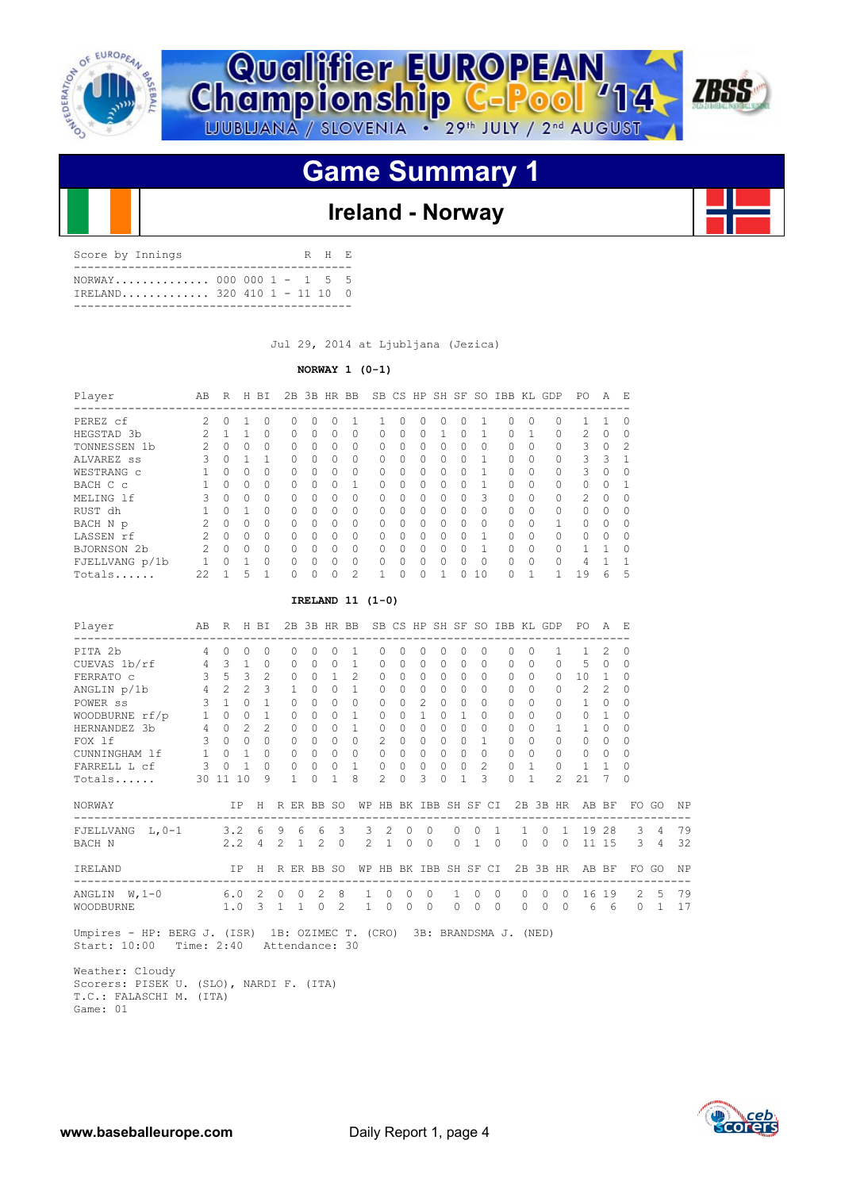# Qualifier EUROPEAN Championship C-Pool '14

LJUBLJANA / SLOVENIA • 29th JULY / 2nd AUGUST

## Game Summary 1

### Ireland - Norway

| Score by Innings | | | R | H | E |
|---|---|---|---|---|---|
| NORWAY | 000 000 1 | - | 1 | 5 | 5 |
| IRELAND | 320 410 1 | - | 11 | 10 | 0 |

Jul 29, 2014 at Ljubljana (Jezica)

**NORWAY 1 (0-1)**

| Player | AB | R | H | BI | 2B | 3B | HR | BB | SB | CS | HP | SH | SF | SO | IBB | KL | GDP | PO | A | E |
|---|---|---|---|---|---|---|---|---|---|---|---|---|---|---|---|---|---|---|---|---|
| PEREZ cf | 2 | 0 | 1 | 0 | 0 | 0 | 0 | 1 | 1 | 0 | 0 | 0 | 0 | 1 | 0 | 0 | 0 | 1 | 1 | 0 |
| HEGSTAD 3b | 2 | 1 | 1 | 0 | 0 | 0 | 0 | 0 | 0 | 0 | 0 | 1 | 0 | 1 | 0 | 1 | 0 | 2 | 0 | 0 |
| TONNESSEN 1b | 2 | 0 | 0 | 0 | 0 | 0 | 0 | 0 | 0 | 0 | 0 | 0 | 0 | 0 | 0 | 0 | 0 | 3 | 0 | 2 |
| ALVAREZ ss | 3 | 0 | 1 | 1 | 0 | 0 | 0 | 0 | 0 | 0 | 0 | 0 | 0 | 1 | 0 | 0 | 0 | 3 | 3 | 1 |
| WESTRANG c | 1 | 0 | 0 | 0 | 0 | 0 | 0 | 0 | 0 | 0 | 0 | 0 | 0 | 1 | 0 | 0 | 0 | 3 | 0 | 0 |
| BACH C c | 1 | 0 | 0 | 0 | 0 | 0 | 0 | 1 | 0 | 0 | 0 | 0 | 0 | 1 | 0 | 0 | 0 | 0 | 0 | 1 |
| MELING lf | 3 | 0 | 0 | 0 | 0 | 0 | 0 | 0 | 0 | 0 | 0 | 0 | 0 | 3 | 0 | 0 | 0 | 2 | 0 | 0 |
| RUST dh | 1 | 0 | 1 | 0 | 0 | 0 | 0 | 0 | 0 | 0 | 0 | 0 | 0 | 0 | 0 | 0 | 0 | 0 | 0 | 0 |
| BACH N p | 2 | 0 | 0 | 0 | 0 | 0 | 0 | 0 | 0 | 0 | 0 | 0 | 0 | 0 | 0 | 0 | 1 | 0 | 0 | 0 |
| LASSEN rf | 2 | 0 | 0 | 0 | 0 | 0 | 0 | 0 | 0 | 0 | 0 | 0 | 0 | 1 | 0 | 0 | 0 | 0 | 0 | 0 |
| BJORNSON 2b | 2 | 0 | 0 | 0 | 0 | 0 | 0 | 0 | 0 | 0 | 0 | 0 | 0 | 1 | 0 | 0 | 0 | 1 | 1 | 0 |
| FJELLVANG p/1b | 1 | 0 | 1 | 0 | 0 | 0 | 0 | 0 | 0 | 0 | 0 | 0 | 0 | 0 | 0 | 0 | 0 | 4 | 1 | 1 |
| Totals...... | 22 | 1 | 5 | 1 | 0 | 0 | 0 | 2 | 1 | 0 | 0 | 1 | 0 | 10 | 0 | 1 | 1 | 19 | 6 | 5 |

**IRELAND 11 (1-0)**

| Player | AB | R | H | BI | 2B | 3B | HR | BB | SB | CS | HP | SH | SF | SO | IBB | KL | GDP | PO | A | E |
|---|---|---|---|---|---|---|---|---|---|---|---|---|---|---|---|---|---|---|---|---|
| PITA 2b | 4 | 0 | 0 | 0 | 0 | 0 | 0 | 1 | 0 | 0 | 0 | 0 | 0 | 0 | 0 | 0 | 1 | 1 | 2 | 0 |
| CUEVAS 1b/rf | 4 | 3 | 1 | 0 | 0 | 0 | 0 | 1 | 0 | 0 | 0 | 0 | 0 | 0 | 0 | 0 | 0 | 5 | 0 | 0 |
| FERRATO c | 3 | 5 | 3 | 2 | 0 | 0 | 1 | 2 | 0 | 0 | 0 | 0 | 0 | 0 | 0 | 0 | 0 | 10 | 1 | 0 |
| ANGLIN p/1b | 4 | 2 | 2 | 3 | 1 | 0 | 0 | 1 | 0 | 0 | 0 | 0 | 0 | 0 | 0 | 0 | 0 | 2 | 2 | 0 |
| POWER ss | 3 | 1 | 0 | 1 | 0 | 0 | 0 | 0 | 0 | 0 | 2 | 0 | 0 | 0 | 0 | 0 | 0 | 1 | 0 | 0 |
| WOODBURNE rf/p | 1 | 0 | 0 | 1 | 0 | 0 | 0 | 1 | 0 | 0 | 1 | 0 | 1 | 0 | 0 | 0 | 0 | 0 | 1 | 0 |
| HERNANDEZ 3b | 4 | 0 | 2 | 2 | 0 | 0 | 0 | 1 | 0 | 0 | 0 | 0 | 0 | 0 | 0 | 0 | 1 | 1 | 0 | 0 |
| FOX lf | 3 | 0 | 0 | 0 | 0 | 0 | 0 | 0 | 2 | 0 | 0 | 0 | 0 | 1 | 0 | 0 | 0 | 0 | 0 | 0 |
| CUNNINGHAM lf | 1 | 0 | 1 | 0 | 0 | 0 | 0 | 0 | 0 | 0 | 0 | 0 | 0 | 0 | 0 | 0 | 0 | 0 | 0 | 0 |
| FARRELL L cf | 3 | 0 | 1 | 0 | 0 | 0 | 0 | 1 | 0 | 0 | 0 | 0 | 0 | 2 | 0 | 1 | 0 | 1 | 1 | 0 |
| Totals...... | 30 | 11 | 10 | 9 | 1 | 0 | 1 | 8 | 2 | 0 | 3 | 0 | 1 | 3 | 0 | 1 | 2 | 21 | 7 | 0 |

| NORWAY | IP | H | R | ER | BB | SO | WP | HB | BK | IBB | SH | SF | CI | 2B | 3B | HR | AB | BF | FO | GO | NP |
|---|---|---|---|---|---|---|---|---|---|---|---|---|---|---|---|---|---|---|---|---|---|
| FJELLVANG L,0-1 | 3.2 | 6 | 9 | 6 | 6 | 3 | 3 | 2 | 0 | 0 | 0 | 0 | 1 | 1 | 0 | 1 | 19 | 28 | 3 | 4 | 79 |
| BACH N | 2.2 | 4 | 2 | 1 | 2 | 0 | 2 | 1 | 0 | 0 | 0 | 1 | 0 | 0 | 0 | 0 | 11 | 15 | 3 | 4 | 32 |

| IRELAND | IP | H | R | ER | BB | SO | WP | HB | BK | IBB | SH | SF | CI | 2B | 3B | HR | AB | BF | FO | GO | NP |
|---|---|---|---|---|---|---|---|---|---|---|---|---|---|---|---|---|---|---|---|---|---|
| ANGLIN W,1-0 | 6.0 | 2 | 0 | 0 | 2 | 8 | 1 | 0 | 0 | 0 | 1 | 0 | 0 | 0 | 0 | 0 | 16 | 19 | 2 | 5 | 79 |
| WOODBURNE | 1.0 | 3 | 1 | 1 | 0 | 2 | 1 | 0 | 0 | 0 | 0 | 0 | 0 | 0 | 0 | 0 | 6 | 6 | 0 | 1 | 17 |

Umpires - HP: BERG J. (ISR) 1B: OZIMEC T. (CRO) 3B: BRANDSMA J. (NED)
Start: 10:00 Time: 2:40 Attendance: 30

Weather: Cloudy
Scorers: PISEK U. (SLO), NARDI F. (ITA)
T.C.: FALASCHI M. (ITA)
Game: 01

www.baseballeurope.com

Daily Report 1, page 4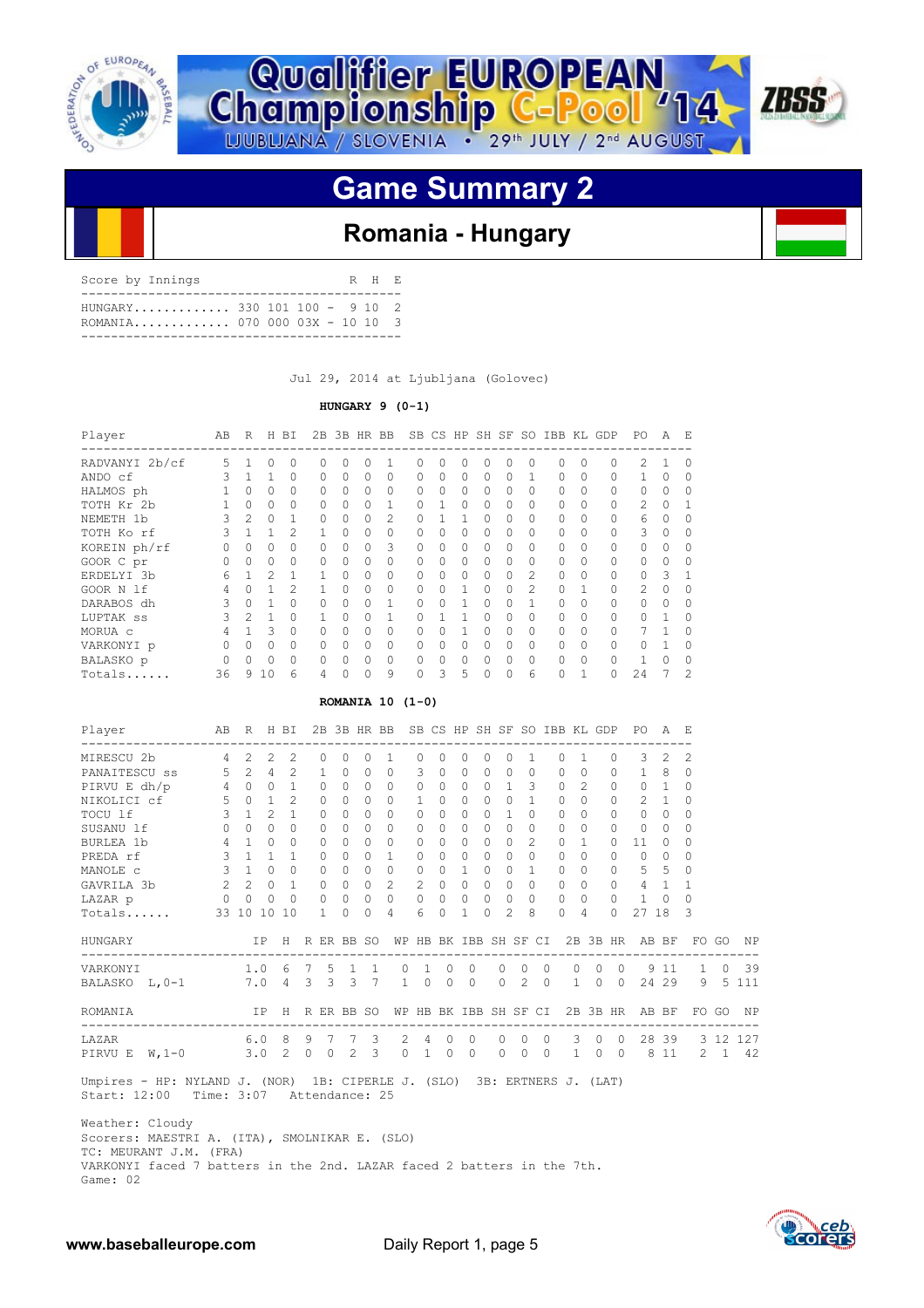# Qualifier EUROPEAN Championship C-Pool '14

LJUBLJANA / SLOVENIA • 29th JULY / 2nd AUGUST

## Game Summary 2

### Romania - Hungary

| Score by Innings | | R | H | E |
|---|---|---|---|---|
| HUNGARY............. | 330 101 100 - | 9 | 10 | 2 |
| ROMANIA............. | 070 000 03X - | 10 | 10 | 3 |

Jul 29, 2014 at Ljubljana (Golovec)

**HUNGARY 9 (0-1)**

| Player | AB | R | H | BI | 2B | 3B | HR | BB | SB | CS | HP | SH | SF | SO | IBB | KL | GDP | PO | A | E |
|---|---|---|---|---|---|---|---|---|---|---|---|---|---|---|---|---|---|---|---|---|
| RADVANYI 2b/cf | 5 | 1 | 0 | 0 | 0 | 0 | 0 | 1 | 0 | 0 | 0 | 0 | 0 | 0 | 0 | 0 | 0 | 2 | 1 | 0 |
| ANDO cf | 3 | 1 | 1 | 0 | 0 | 0 | 0 | 0 | 0 | 0 | 0 | 0 | 0 | 1 | 0 | 0 | 0 | 1 | 0 | 0 |
| HALMOS ph | 1 | 0 | 0 | 0 | 0 | 0 | 0 | 0 | 0 | 0 | 0 | 0 | 0 | 0 | 0 | 0 | 0 | 0 | 0 | 0 |
| TOTH Kr 2b | 1 | 0 | 0 | 0 | 0 | 0 | 0 | 1 | 0 | 1 | 0 | 0 | 0 | 0 | 0 | 0 | 0 | 2 | 0 | 1 |
| NEMETH 1b | 3 | 2 | 0 | 1 | 0 | 0 | 0 | 2 | 0 | 1 | 1 | 0 | 0 | 0 | 0 | 0 | 0 | 6 | 0 | 0 |
| TOTH Ko rf | 3 | 1 | 1 | 2 | 1 | 0 | 0 | 0 | 0 | 0 | 0 | 0 | 0 | 0 | 0 | 0 | 0 | 3 | 0 | 0 |
| KOREIN ph/rf | 0 | 0 | 0 | 0 | 0 | 0 | 0 | 3 | 0 | 0 | 0 | 0 | 0 | 0 | 0 | 0 | 0 | 0 | 0 | 0 |
| GOOR C pr | 0 | 0 | 0 | 0 | 0 | 0 | 0 | 0 | 0 | 0 | 0 | 0 | 0 | 0 | 0 | 0 | 0 | 0 | 0 | 0 |
| ERDELYI 3b | 6 | 1 | 2 | 1 | 1 | 0 | 0 | 0 | 0 | 0 | 0 | 0 | 0 | 2 | 0 | 0 | 0 | 0 | 3 | 1 |
| GOOR N lf | 4 | 0 | 1 | 2 | 1 | 0 | 0 | 0 | 0 | 0 | 1 | 0 | 0 | 2 | 0 | 1 | 0 | 2 | 0 | 0 |
| DARABOS dh | 3 | 0 | 1 | 0 | 0 | 0 | 0 | 1 | 0 | 0 | 1 | 0 | 0 | 1 | 0 | 0 | 0 | 0 | 0 | 0 |
| LUPTAK ss | 3 | 2 | 1 | 0 | 1 | 0 | 0 | 1 | 0 | 1 | 1 | 0 | 0 | 0 | 0 | 0 | 0 | 0 | 1 | 0 |
| MORUA c | 4 | 1 | 3 | 0 | 0 | 0 | 0 | 0 | 0 | 0 | 1 | 0 | 0 | 0 | 0 | 0 | 0 | 7 | 1 | 0 |
| VARKONYI p | 0 | 0 | 0 | 0 | 0 | 0 | 0 | 0 | 0 | 0 | 0 | 0 | 0 | 0 | 0 | 0 | 0 | 0 | 1 | 0 |
| BALASKO p | 0 | 0 | 0 | 0 | 0 | 0 | 0 | 0 | 0 | 0 | 0 | 0 | 0 | 0 | 0 | 0 | 0 | 1 | 0 | 0 |
| Totals...... | 36 | 9 | 10 | 6 | 4 | 0 | 0 | 9 | 0 | 3 | 5 | 0 | 0 | 6 | 0 | 1 | 0 | 24 | 7 | 2 |

**ROMANIA 10 (1-0)**

| Player | AB | R | H | BI | 2B | 3B | HR | BB | SB | CS | HP | SH | SF | SO | IBB | KL | GDP | PO | A | E |
|---|---|---|---|---|---|---|---|---|---|---|---|---|---|---|---|---|---|---|---|---|
| MIRESCU 2b | 4 | 2 | 2 | 2 | 0 | 0 | 0 | 1 | 0 | 0 | 0 | 0 | 0 | 1 | 0 | 1 | 0 | 3 | 2 | 2 |
| PANAITESCU ss | 5 | 2 | 4 | 2 | 1 | 0 | 0 | 0 | 3 | 0 | 0 | 0 | 0 | 0 | 0 | 0 | 0 | 1 | 8 | 0 |
| PIRVU E dh/p | 4 | 0 | 0 | 1 | 0 | 0 | 0 | 0 | 0 | 0 | 0 | 0 | 1 | 3 | 0 | 2 | 0 | 0 | 1 | 0 |
| NIKOLICI cf | 5 | 0 | 1 | 2 | 0 | 0 | 0 | 0 | 1 | 0 | 0 | 0 | 0 | 1 | 0 | 0 | 0 | 2 | 1 | 0 |
| TOCU lf | 3 | 1 | 2 | 1 | 0 | 0 | 0 | 0 | 0 | 0 | 0 | 0 | 1 | 0 | 0 | 0 | 0 | 0 | 0 | 0 |
| SUSANU lf | 0 | 0 | 0 | 0 | 0 | 0 | 0 | 0 | 0 | 0 | 0 | 0 | 0 | 0 | 0 | 0 | 0 | 0 | 0 | 0 |
| BURLEA 1b | 4 | 1 | 0 | 0 | 0 | 0 | 0 | 0 | 0 | 0 | 0 | 0 | 0 | 2 | 0 | 1 | 0 | 11 | 0 | 0 |
| PREDA rf | 3 | 1 | 1 | 1 | 0 | 0 | 0 | 1 | 0 | 0 | 0 | 0 | 0 | 0 | 0 | 0 | 0 | 0 | 0 | 0 |
| MANOLE c | 3 | 1 | 0 | 0 | 0 | 0 | 0 | 0 | 0 | 0 | 1 | 0 | 0 | 1 | 0 | 0 | 0 | 5 | 5 | 0 |
| GAVRILA 3b | 2 | 2 | 0 | 1 | 0 | 0 | 0 | 2 | 2 | 0 | 0 | 0 | 0 | 0 | 0 | 0 | 0 | 4 | 1 | 1 |
| LAZAR p | 0 | 0 | 0 | 0 | 0 | 0 | 0 | 0 | 0 | 0 | 0 | 0 | 0 | 0 | 0 | 0 | 0 | 1 | 0 | 0 |
| Totals...... | 33 | 10 | 10 | 10 | 1 | 0 | 0 | 4 | 6 | 0 | 1 | 0 | 2 | 8 | 0 | 4 | 0 | 27 | 18 | 3 |

| HUNGARY | IP | H | R | ER | BB | SO | WP | HB | BK | IBB | SH | SF | CI | 2B | 3B | HR | AB | BF | FO | GO | NP |
|---|---|---|---|---|---|---|---|---|---|---|---|---|---|---|---|---|---|---|---|---|---|
| VARKONYI | 1.0 | 6 | 7 | 5 | 1 | 1 | 0 | 1 | 0 | 0 | 0 | 0 | 0 | 0 | 0 | 0 | 9 | 11 | 1 | 0 | 39 |
| BALASKO L,0-1 | 7.0 | 4 | 3 | 3 | 3 | 7 | 1 | 0 | 0 | 0 | 0 | 2 | 0 | 1 | 0 | 0 | 24 | 29 | 9 | 5 | 111 |

| ROMANIA | IP | H | R | ER | BB | SO | WP | HB | BK | IBB | SH | SF | CI | 2B | 3B | HR | AB | BF | FO | GO | NP |
|---|---|---|---|---|---|---|---|---|---|---|---|---|---|---|---|---|---|---|---|---|---|
| LAZAR | 6.0 | 8 | 9 | 7 | 7 | 3 | 2 | 4 | 0 | 0 | 0 | 0 | 0 | 3 | 0 | 0 | 28 | 39 | 3 | 12 | 127 |
| PIRVU E W,1-0 | 3.0 | 2 | 0 | 0 | 2 | 3 | 0 | 1 | 0 | 0 | 0 | 0 | 0 | 1 | 0 | 0 | 8 | 11 | 2 | 1 | 42 |

Umpires - HP: NYLAND J. (NOR) 1B: CIPERLE J. (SLO) 3B: ERTNERS J. (LAT)
Start: 12:00 Time: 3:07 Attendance: 25

Weather: Cloudy
Scorers: MAESTRI A. (ITA), SMOLNIKAR E. (SLO)
TC: MEURANT J.M. (FRA)
VARKONYI faced 7 batters in the 2nd. LAZAR faced 2 batters in the 7th.
Game: 02

www.baseballeurope.com Daily Report 1, page 5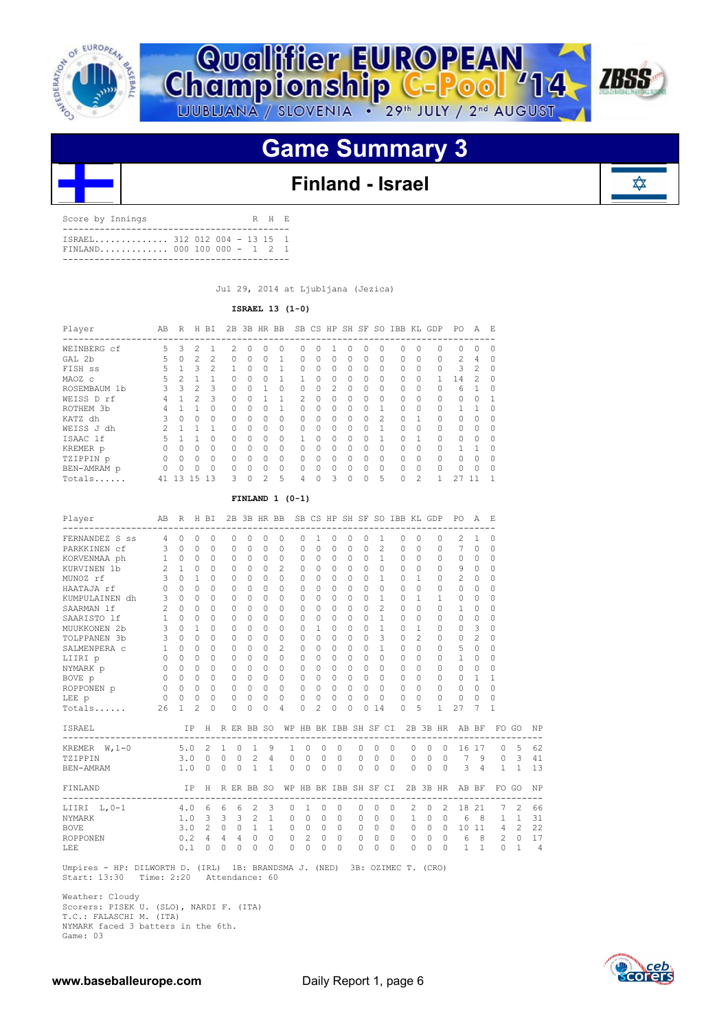# Qualifier EUROPEAN Championship C-Pool '14

LJUBLJANA / SLOVENIA • 29th JULY / 2nd AUGUST

## Game Summary 3

### Finland - Israel

| Score by Innings | | R | H | E |
|---|---|---|---|---|
| ISRAEL | 312 012 004 | 13 | 15 | 1 |
| FINLAND | 000 100 000 | 1 | 2 | 1 |

Jul 29, 2014 at Ljubljana (Jezica)

**ISRAEL 13 (1-0)**

| Player | AB | R | H | BI | 2B | 3B | HR | BB | SB | CS | HP | SH | SF | SO | IBB | KL | GDP | PO | A | E |
|---|---|---|---|---|---|---|---|---|---|---|---|---|---|---|---|---|---|---|---|---|
| WEINBERG cf | 5 | 3 | 2 | 1 | 2 | 0 | 0 | 0 | 0 | 0 | 1 | 0 | 0 | 0 | 0 | 0 | 0 | 0 | 0 | 0 |
| GAL 2b | 5 | 0 | 2 | 2 | 0 | 0 | 0 | 1 | 0 | 0 | 0 | 0 | 0 | 0 | 0 | 0 | 0 | 2 | 4 | 0 |
| FISH ss | 5 | 1 | 3 | 2 | 1 | 0 | 0 | 1 | 0 | 0 | 0 | 0 | 0 | 0 | 0 | 0 | 0 | 3 | 2 | 0 |
| MAOZ c | 5 | 2 | 1 | 1 | 0 | 0 | 0 | 1 | 1 | 0 | 0 | 0 | 0 | 0 | 0 | 0 | 1 | 14 | 2 | 0 |
| ROSEMBAUM 1b | 3 | 3 | 2 | 3 | 0 | 0 | 1 | 0 | 0 | 0 | 2 | 0 | 0 | 0 | 0 | 0 | 0 | 6 | 1 | 0 |
| WEISS D rf | 4 | 1 | 2 | 3 | 0 | 0 | 1 | 1 | 2 | 0 | 0 | 0 | 0 | 0 | 0 | 0 | 0 | 0 | 0 | 1 |
| ROTHEM 3b | 4 | 1 | 1 | 0 | 0 | 0 | 0 | 1 | 0 | 0 | 0 | 0 | 0 | 1 | 0 | 0 | 0 | 1 | 1 | 0 |
| KATZ dh | 3 | 0 | 0 | 0 | 0 | 0 | 0 | 0 | 0 | 0 | 0 | 0 | 0 | 2 | 0 | 1 | 0 | 0 | 0 | 0 |
| WEISS J dh | 2 | 1 | 1 | 1 | 0 | 0 | 0 | 0 | 0 | 0 | 0 | 0 | 0 | 1 | 0 | 0 | 0 | 0 | 0 | 0 |
| ISAAC lf | 5 | 1 | 1 | 0 | 0 | 0 | 0 | 0 | 1 | 0 | 0 | 0 | 0 | 1 | 0 | 1 | 0 | 0 | 0 | 0 |
| KREMER p | 0 | 0 | 0 | 0 | 0 | 0 | 0 | 0 | 0 | 0 | 0 | 0 | 0 | 0 | 0 | 0 | 0 | 1 | 1 | 0 |
| TZIPPIN p | 0 | 0 | 0 | 0 | 0 | 0 | 0 | 0 | 0 | 0 | 0 | 0 | 0 | 0 | 0 | 0 | 0 | 0 | 0 | 0 |
| BEN-AMRAM p | 0 | 0 | 0 | 0 | 0 | 0 | 0 | 0 | 0 | 0 | 0 | 0 | 0 | 0 | 0 | 0 | 0 | 0 | 0 | 0 |
| Totals...... | 41 | 13 | 15 | 13 | 3 | 0 | 2 | 5 | 4 | 0 | 3 | 0 | 0 | 5 | 0 | 2 | 1 | 27 | 11 | 1 |

**FINLAND 1 (0-1)**

| Player | AB | R | H | BI | 2B | 3B | HR | BB | SB | CS | HP | SH | SF | SO | IBB | KL | GDP | PO | A | E |
|---|---|---|---|---|---|---|---|---|---|---|---|---|---|---|---|---|---|---|---|---|
| FERNANDEZ S ss | 4 | 0 | 0 | 0 | 0 | 0 | 0 | 0 | 0 | 1 | 0 | 0 | 0 | 1 | 0 | 0 | 0 | 2 | 1 | 0 |
| PARKKINEN cf | 3 | 0 | 0 | 0 | 0 | 0 | 0 | 0 | 0 | 0 | 0 | 0 | 0 | 2 | 0 | 0 | 0 | 7 | 0 | 0 |
| KORVENMAA ph | 1 | 0 | 0 | 0 | 0 | 0 | 0 | 0 | 0 | 0 | 0 | 0 | 0 | 1 | 0 | 0 | 0 | 0 | 0 | 0 |
| KURVINEN 1b | 2 | 1 | 0 | 0 | 0 | 0 | 0 | 2 | 0 | 0 | 0 | 0 | 0 | 0 | 0 | 0 | 0 | 9 | 0 | 0 |
| MUNOZ rf | 3 | 0 | 1 | 0 | 0 | 0 | 0 | 0 | 0 | 0 | 0 | 0 | 0 | 1 | 0 | 1 | 0 | 2 | 0 | 0 |
| HAATAJA rf | 0 | 0 | 0 | 0 | 0 | 0 | 0 | 0 | 0 | 0 | 0 | 0 | 0 | 0 | 0 | 0 | 0 | 0 | 0 | 0 |
| KUMPULAINEN dh | 3 | 0 | 0 | 0 | 0 | 0 | 0 | 0 | 0 | 0 | 0 | 0 | 0 | 1 | 0 | 1 | 1 | 0 | 0 | 0 |
| SAARMAN lf | 2 | 0 | 0 | 0 | 0 | 0 | 0 | 0 | 0 | 0 | 0 | 0 | 0 | 2 | 0 | 0 | 0 | 1 | 0 | 0 |
| SAARISTO lf | 1 | 0 | 0 | 0 | 0 | 0 | 0 | 0 | 0 | 0 | 0 | 0 | 0 | 1 | 0 | 0 | 0 | 0 | 0 | 0 |
| MUUKKONEN 2b | 3 | 0 | 1 | 0 | 0 | 0 | 0 | 0 | 0 | 1 | 0 | 0 | 0 | 1 | 0 | 1 | 0 | 0 | 3 | 0 |
| TOLPPANEN 3b | 3 | 0 | 0 | 0 | 0 | 0 | 0 | 0 | 0 | 0 | 0 | 0 | 0 | 3 | 0 | 2 | 0 | 0 | 2 | 0 |
| SALMENPERA c | 1 | 0 | 0 | 0 | 0 | 0 | 0 | 2 | 0 | 0 | 0 | 0 | 0 | 1 | 0 | 0 | 0 | 5 | 0 | 0 |
| LIIRI p | 0 | 0 | 0 | 0 | 0 | 0 | 0 | 0 | 0 | 0 | 0 | 0 | 0 | 0 | 0 | 0 | 0 | 1 | 0 | 0 |
| NYMARK p | 0 | 0 | 0 | 0 | 0 | 0 | 0 | 0 | 0 | 0 | 0 | 0 | 0 | 0 | 0 | 0 | 0 | 0 | 0 | 0 |
| BOVE p | 0 | 0 | 0 | 0 | 0 | 0 | 0 | 0 | 0 | 0 | 0 | 0 | 0 | 0 | 0 | 0 | 0 | 0 | 1 | 1 |
| ROPPONEN p | 0 | 0 | 0 | 0 | 0 | 0 | 0 | 0 | 0 | 0 | 0 | 0 | 0 | 0 | 0 | 0 | 0 | 0 | 0 | 0 |
| LEE p | 0 | 0 | 0 | 0 | 0 | 0 | 0 | 0 | 0 | 0 | 0 | 0 | 0 | 0 | 0 | 0 | 0 | 0 | 0 | 0 |
| Totals...... | 26 | 1 | 2 | 0 | 0 | 0 | 0 | 4 | 0 | 2 | 0 | 0 | 0 | 14 | 0 | 5 | 1 | 27 | 7 | 1 |

| ISRAEL | IP | H | R | ER | BB | SO | WP | HB | BK | IBB | SH | SF | CI | 2B | 3B | HR | AB | BF | FO | GO | NP |
|---|---|---|---|---|---|---|---|---|---|---|---|---|---|---|---|---|---|---|---|---|---|
| KREMER W,1-0 | 5.0 | 2 | 1 | 0 | 1 | 9 | 1 | 0 | 0 | 0 | 0 | 0 | 0 | 0 | 0 | 0 | 16 | 17 | 0 | 5 | 62 |
| TZIPPIN | 3.0 | 0 | 0 | 0 | 2 | 4 | 0 | 0 | 0 | 0 | 0 | 0 | 0 | 0 | 0 | 0 | 7 | 9 | 0 | 3 | 41 |
| BEN-AMRAM | 1.0 | 0 | 0 | 0 | 1 | 1 | 0 | 0 | 0 | 0 | 0 | 0 | 0 | 0 | 0 | 0 | 3 | 4 | 1 | 1 | 13 |

| FINLAND | IP | H | R | ER | BB | SO | WP | HB | BK | IBB | SH | SF | CI | 2B | 3B | HR | AB | BF | FO | GO | NP |
|---|---|---|---|---|---|---|---|---|---|---|---|---|---|---|---|---|---|---|---|---|---|
| LIIRI L,0-1 | 4.0 | 6 | 6 | 6 | 2 | 3 | 0 | 1 | 0 | 0 | 0 | 0 | 0 | 2 | 0 | 2 | 18 | 21 | 7 | 2 | 66 |
| NYMARK | 1.0 | 3 | 3 | 3 | 2 | 1 | 0 | 0 | 0 | 0 | 0 | 0 | 0 | 1 | 0 | 0 | 6 | 8 | 1 | 1 | 31 |
| BOVE | 3.0 | 2 | 0 | 0 | 1 | 1 | 0 | 0 | 0 | 0 | 0 | 0 | 0 | 0 | 0 | 0 | 10 | 11 | 4 | 2 | 22 |
| ROPPONEN | 0.2 | 4 | 4 | 4 | 0 | 0 | 0 | 2 | 0 | 0 | 0 | 0 | 0 | 0 | 0 | 0 | 6 | 8 | 2 | 0 | 17 |
| LEE | 0.1 | 0 | 0 | 0 | 0 | 0 | 0 | 0 | 0 | 0 | 0 | 0 | 0 | 0 | 0 | 0 | 1 | 1 | 0 | 1 | 4 |

Umpires - HP: DILWORTH D. (IRL) 1B: BRANDSMA J. (NED) 3B: OZIMEC T. (CRO)
Start: 13:30 Time: 2:20 Attendance: 60

Weather: Cloudy
Scorers: PISEK U. (SLO), NARDI F. (ITA)
T.C.: FALASCHI M. (ITA)
NYMARK faced 3 batters in the 6th.
Game: 03

www.baseballeurope.com Daily Report 1, page 6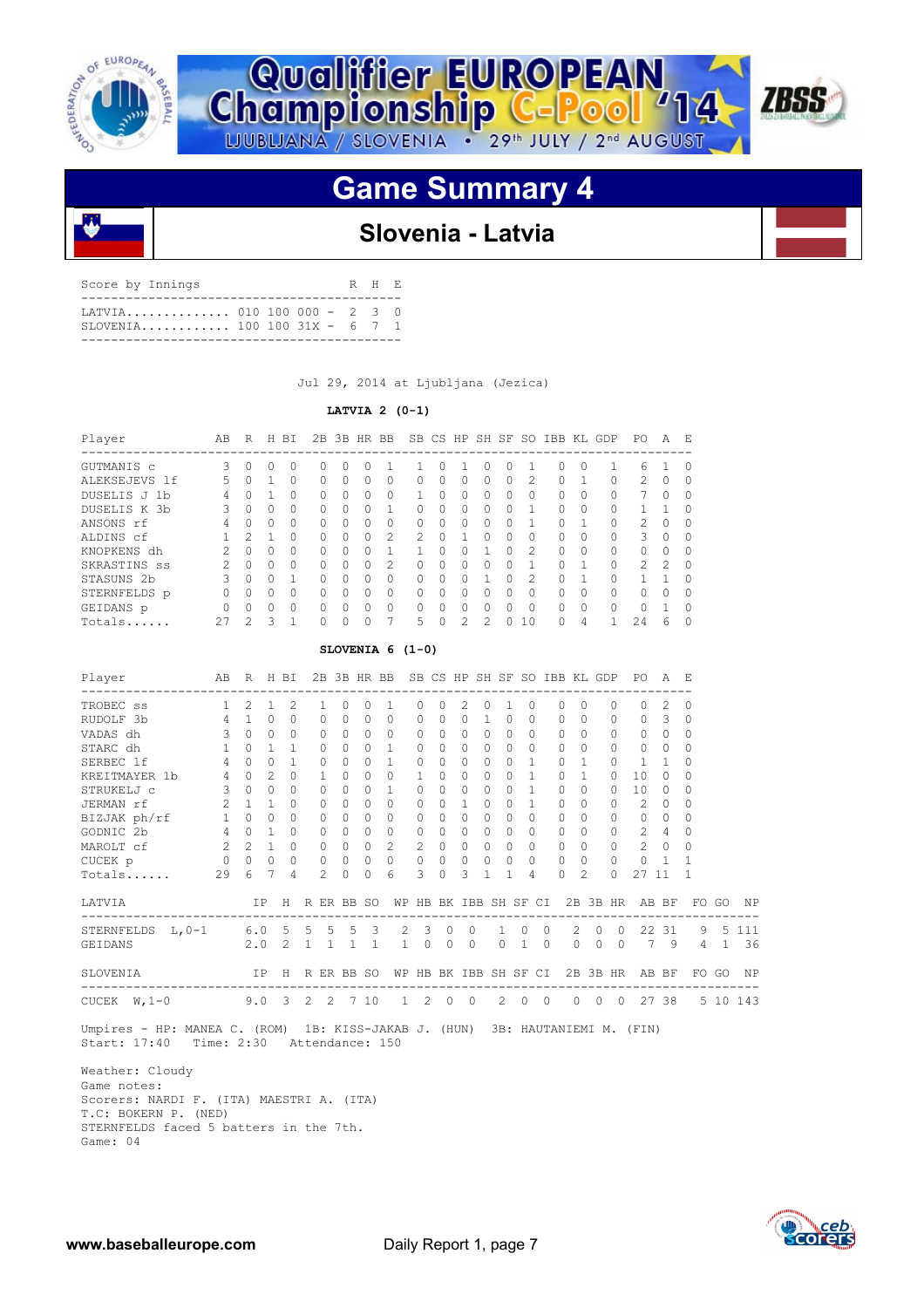# Game Summary 4

## Slovenia - Latvia

Score by Innings

| Team | Innings | R | H | E |
|---|---|---|---|---|
| LATVIA | 010 100 000 | 2 | 3 | 0 |
| SLOVENIA | 100 100 31X | 6 | 7 | 1 |

Jul 29, 2014 at Ljubljana (Jezica)

**LATVIA 2 (0-1)**

| Player | AB | R | H | BI | 2B | 3B | HR | BB | SB | CS | HP | SH | SF | SO | IBB | KL | GDP | PO | A | E |
|---|---|---|---|---|---|---|---|---|---|---|---|---|---|---|---|---|---|---|---|---|
| GUTMANIS c | 3 | 0 | 0 | 0 | 0 | 0 | 0 | 1 | 1 | 0 | 1 | 0 | 0 | 1 | 0 | 0 | 1 | 6 | 1 | 0 |
| ALEKSEJEVS lf | 5 | 0 | 1 | 0 | 0 | 0 | 0 | 0 | 0 | 0 | 0 | 0 | 0 | 2 | 0 | 1 | 0 | 2 | 0 | 0 |
| DUSELIS J 1b | 4 | 0 | 1 | 0 | 0 | 0 | 0 | 0 | 1 | 0 | 0 | 0 | 0 | 0 | 0 | 0 | 0 | 7 | 0 | 0 |
| DUSELIS K 3b | 3 | 0 | 0 | 0 | 0 | 0 | 0 | 1 | 0 | 0 | 0 | 0 | 0 | 1 | 0 | 0 | 0 | 1 | 1 | 0 |
| ANSONS rf | 4 | 0 | 0 | 0 | 0 | 0 | 0 | 0 | 0 | 0 | 0 | 0 | 0 | 1 | 0 | 1 | 0 | 2 | 0 | 0 |
| ALDINS cf | 1 | 2 | 1 | 0 | 0 | 0 | 0 | 2 | 2 | 0 | 1 | 0 | 0 | 0 | 0 | 0 | 0 | 3 | 0 | 0 |
| KNOPKENS dh | 2 | 0 | 0 | 0 | 0 | 0 | 0 | 1 | 1 | 0 | 0 | 1 | 0 | 2 | 0 | 0 | 0 | 0 | 0 | 0 |
| SKRASTINS ss | 2 | 0 | 0 | 0 | 0 | 0 | 0 | 2 | 0 | 0 | 0 | 0 | 0 | 1 | 0 | 1 | 0 | 2 | 2 | 0 |
| STASUNS 2b | 3 | 0 | 0 | 1 | 0 | 0 | 0 | 0 | 0 | 0 | 0 | 1 | 0 | 2 | 0 | 1 | 0 | 1 | 1 | 0 |
| STERNFELDS p | 0 | 0 | 0 | 0 | 0 | 0 | 0 | 0 | 0 | 0 | 0 | 0 | 0 | 0 | 0 | 0 | 0 | 0 | 0 | 0 |
| GEIDANS p | 0 | 0 | 0 | 0 | 0 | 0 | 0 | 0 | 0 | 0 | 0 | 0 | 0 | 0 | 0 | 0 | 0 | 0 | 1 | 0 |
| Totals...... | 27 | 2 | 3 | 1 | 0 | 0 | 0 | 7 | 5 | 0 | 2 | 2 | 0 | 10 | 0 | 4 | 1 | 24 | 6 | 0 |

**SLOVENIA 6 (1-0)**

| Player | AB | R | H | BI | 2B | 3B | HR | BB | SB | CS | HP | SH | SF | SO | IBB | KL | GDP | PO | A | E |
|---|---|---|---|---|---|---|---|---|---|---|---|---|---|---|---|---|---|---|---|---|
| TROBEC ss | 1 | 2 | 1 | 2 | 1 | 0 | 0 | 1 | 0 | 0 | 2 | 0 | 1 | 0 | 0 | 0 | 0 | 0 | 2 | 0 |
| RUDOLF 3b | 4 | 1 | 0 | 0 | 0 | 0 | 0 | 0 | 0 | 0 | 0 | 1 | 0 | 0 | 0 | 0 | 0 | 0 | 3 | 0 |
| VADAS dh | 3 | 0 | 0 | 0 | 0 | 0 | 0 | 0 | 0 | 0 | 0 | 0 | 0 | 0 | 0 | 0 | 0 | 0 | 0 | 0 |
| STARC dh | 1 | 0 | 1 | 1 | 0 | 0 | 0 | 1 | 0 | 0 | 0 | 0 | 0 | 0 | 0 | 0 | 0 | 0 | 0 | 0 |
| SERBEC lf | 4 | 0 | 0 | 1 | 0 | 0 | 0 | 1 | 0 | 0 | 0 | 0 | 0 | 1 | 0 | 1 | 0 | 1 | 1 | 0 |
| KREITMAYER 1b | 4 | 0 | 2 | 0 | 1 | 0 | 0 | 0 | 1 | 0 | 0 | 0 | 0 | 1 | 0 | 1 | 0 | 10 | 0 | 0 |
| STRUKELJ c | 3 | 0 | 0 | 0 | 0 | 0 | 0 | 1 | 0 | 0 | 0 | 0 | 0 | 1 | 0 | 0 | 0 | 10 | 0 | 0 |
| JERMAN rf | 2 | 1 | 1 | 0 | 0 | 0 | 0 | 0 | 0 | 0 | 1 | 0 | 0 | 1 | 0 | 0 | 0 | 2 | 0 | 0 |
| BIZJAK ph/rf | 1 | 0 | 0 | 0 | 0 | 0 | 0 | 0 | 0 | 0 | 0 | 0 | 0 | 0 | 0 | 0 | 0 | 0 | 0 | 0 |
| GODNIC 2b | 4 | 0 | 1 | 0 | 0 | 0 | 0 | 0 | 0 | 0 | 0 | 0 | 0 | 0 | 0 | 0 | 0 | 2 | 4 | 0 |
| MAROLT cf | 2 | 2 | 1 | 0 | 0 | 0 | 0 | 2 | 2 | 0 | 0 | 0 | 0 | 0 | 0 | 0 | 0 | 2 | 0 | 0 |
| CUCEK p | 0 | 0 | 0 | 0 | 0 | 0 | 0 | 0 | 0 | 0 | 0 | 0 | 0 | 0 | 0 | 0 | 0 | 0 | 1 | 1 |
| Totals...... | 29 | 6 | 7 | 4 | 2 | 0 | 0 | 6 | 3 | 0 | 3 | 1 | 1 | 4 | 0 | 2 | 0 | 27 | 11 | 1 |

| LATVIA | IP | H | R | ER | BB | SO | WP | HB | BK | IBB | SH | SF | CI | 2B | 3B | HR | AB | BF | FO | GO | NP |
|---|---|---|---|---|---|---|---|---|---|---|---|---|---|---|---|---|---|---|---|---|---|
| STERNFELDS L,0-1 | 6.0 | 5 | 5 | 5 | 5 | 3 | 2 | 3 | 0 | 0 | 1 | 0 | 0 | 2 | 0 | 0 | 22 | 31 | 9 | 5 | 111 |
| GEIDANS | 2.0 | 2 | 1 | 1 | 1 | 1 | 1 | 0 | 0 | 0 | 0 | 1 | 0 | 0 | 0 | 0 | 7 | 9 | 4 | 1 | 36 |

| SLOVENIA | IP | H | R | ER | BB | SO | WP | HB | BK | IBB | SH | SF | CI | 2B | 3B | HR | AB | BF | FO | GO | NP |
|---|---|---|---|---|---|---|---|---|---|---|---|---|---|---|---|---|---|---|---|---|---|
| CUCEK W,1-0 | 9.0 | 3 | 2 | 2 | 7 | 10 | 1 | 2 | 0 | 0 | 2 | 0 | 0 | 0 | 0 | 0 | 27 | 38 | 5 | 10 | 143 |

Umpires - HP: MANEA C. (ROM) 1B: KISS-JAKAB J. (HUN) 3B: HAUTANIEMI M. (FIN)
Start: 17:40 Time: 2:30 Attendance: 150

Weather: Cloudy
Game notes:
Scorers: NARDI F. (ITA) MAESTRI A. (ITA)
T.C: BOKERN P. (NED)
STERNFELDS faced 5 batters in the 7th.
Game: 04

www.baseballeurope.com

Daily Report 1, page 7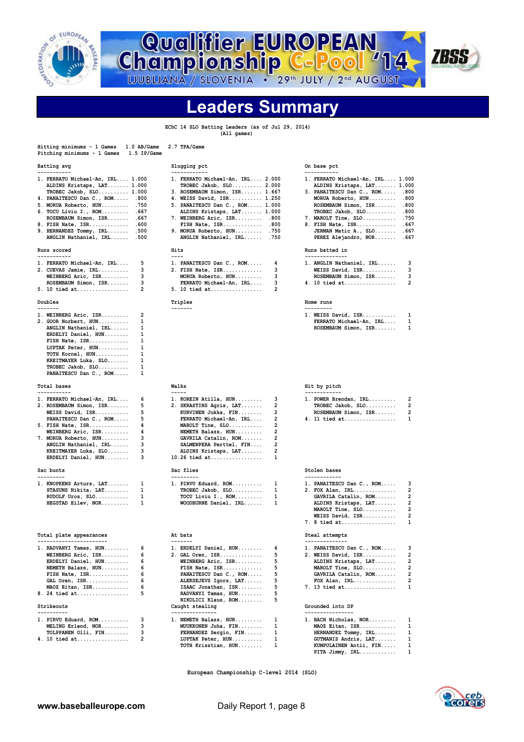# Qualifier EUROPEAN Championship C-Pool '14

LJUBLJANA / SLOVENIA • 29th JULY / 2nd AUGUST

## Leaders Summary

EChC 14 SLO Batting Leaders (as of Jul 29, 2014)
(All games)

Hitting minimums - 1 Games 1.0 AB/Game 2.7 TPA/Game
Pitching minimums - 1 Games 1.5 IP/Game

### Batting avg

1. FERRATO Michael-An, IRL.... 1.000
   ALDINS Kristaps, LAT....... 1.000
   TROBEC Jakob, SLO.......... 1.000
4. PANAITESCU Dan C., ROM..... .800
5. MORUA Roberto, HUN......... .750
6. TOCU Liviu I., ROM......... .667
   ROSEMBAUM Simon, ISR....... .667
8. FISH Nate, ISR............. .600
9. HERNANDEZ Tommy, IRL....... .500
   ANGLIN Nathaniel, IRL...... .500

### Slugging pct

1. FERRATO Michael-An, IRL.... 2.000
   TROBEC Jakob, SLO.......... 2.000
3. ROSEMBAUM Simon, ISR....... 1.667
4. WEISS David, ISR........... 1.250
5. PANAITESCU Dan C., ROM..... 1.000
   ALDINS Kristaps, LAT....... 1.000
7. WEINBERG Aric, ISR......... .800
   FISH Nate, ISR............. .800
9. MORUA Roberto, HUN......... .750
   ANGLIN Nathaniel, IRL...... .750

### On base pct

1. FERRATO Michael-An, IRL.... 1.000
   ALDINS Kristaps, LAT....... 1.000
3. PANAITESCU Dan C., ROM..... .800
   MORUA Roberto, HUN......... .800
   ROSEMBAUM Simon, ISR....... .800
   TROBEC Jakob, SLO.......... .800
7. MAROLT Tine, SLO........... .750
8. FISH Nate, ISR............. .667
   JERMAN Matic A., SLO....... .667
   PEREZ Alejandro, NOR....... .667

### Runs scored

1. FERRATO Michael-An, IRL.... 5
2. CUEVAS Jamie, IRL.......... 3
   WEINBERG Aric, ISR......... 3
   ROSEMBAUM Simon, ISR....... 3
5. 10 tied at................. 2

### Hits

1. PANAITESCU Dan C., ROM..... 4
2. FISH Nate, ISR............. 3
   MORUA Roberto, HUN......... 3
   FERRATO Michael-An, IRL.... 3
5. 10 tied at................. 2

### Runs batted in

1. ANGLIN Nathaniel, IRL...... 3
   WEISS David, ISR........... 3
   ROSEMBAUM Simon, ISR....... 3
4. 10 tied at................. 2

### Doubles

1. WEINBERG Aric, ISR......... 2
2. GOOR Norbert, HUN.......... 1
   ANGLIN Nathaniel, IRL...... 1
   ERDELYI Daniel, HUN........ 1
   FISH Nate, ISR............. 1
   LUPTAK Peter, HUN.......... 1
   TOTH Kornel, HUN........... 1
   KREITMAYER Luka, SLO....... 1
   TROBEC Jakob, SLO.......... 1
   PANAITESCU Dan C., ROM..... 1

### Triples

### Home runs

1. WEISS David, ISR........... 1
   FERRATO Michael-An, IRL.... 1
   ROSEMBAUM Simon, ISR....... 1

### Total bases

1. FERRATO Michael-An, IRL.... 6
2. ROSEMBAUM Simon, ISR....... 5
   WEISS David, ISR........... 5
   PANAITESCU Dan C., ROM..... 5
5. FISH Nate, ISR............. 4
   WEINBERG Aric, ISR......... 4
7. MORUA Roberto, HUN......... 3
   ANGLIN Nathaniel, IRL...... 3
   KREITMAYER Luka, SLO....... 3
   ERDELYI Daniel, HUN........ 3

### Walks

1. KOREIN Atilla, HUN......... 3
2. SKRASTINS Agris, LAT....... 2
   KURVINEN Jukka, FIN........ 2
   FERRATO Michael-An, IRL.... 2
   MAROLT Tine, SLO........... 2
   NEMETH Balazs, HUN......... 2
   GAVRILA Catalin, ROM....... 2
   SALMENPERA Perttel, FIN.... 2
   ALDINS Kristaps, LAT....... 2
10. 26 tied at................ 1

### Hit by pitch

1. POWER Brendan, IRL......... 2
   TROBEC Jakob, SLO.......... 2
   ROSEMBAUM Simon, ISR....... 2
4. 11 tied at................. 1

### Sac bunts

1. KNOPKENS Arturs, LAT....... 1
   STASUNS Nikita, LAT........ 1
   RUDOLF Uros, SLO........... 1
   HEGSTAD Eilev, NOR......... 1

### Sac flies

1. PIRVU Eduard, ROM.......... 1
   TROBEC Jakob, SLO.......... 1
   TOCU Liviu I., ROM......... 1
   WOODBURNE Daniel, IRL...... 1

### Stolen bases

1. PANAITESCU Dan C., ROM..... 3
2. FOX Alan, IRL.............. 2
   GAVRILA Catalin, ROM....... 2
   ALDINS Kristaps, LAT....... 2
   MAROLT Tine, SLO........... 2
   WEISS David, ISR........... 2
7. 8 tied at.................. 1

### Total plate appearances

1. RADVANYI Tamas, HUN........ 6
   WEINBERG Aric, ISR......... 6
   ERDELYI Daniel, HUN........ 6
   NEMETH Balazs, HUN......... 6
   FISH Nate, ISR............. 6
   GAL Oren, ISR.............. 6
   MAOZ Eitan, ISR............ 6
8. 24 tied at................. 5

### At bats

1. ERDELYI Daniel, HUN........ 6
2. GAL Oren, ISR.............. 5
   WEINBERG Aric, ISR......... 5
   FISH Nate, ISR............. 5
   PANAITESCU Dan C., ROM..... 5
   ALEKSEJEVS Igors, LAT...... 5
   ISAAC Jonathan, ISR........ 5
   RADVANYI Tamas, HUN........ 5
   NIKOLICI Klaus, ROM........ 5

### Steal attempts

1. PANAITESCU Dan C., ROM..... 3
2. WEISS David, ISR........... 2
   ALDINS Kristaps, LAT....... 2
   MAROLT Tine, SLO........... 2
   GAVRILA Catalin, ROM....... 2
   FOX Alan, IRL.............. 2
7. 13 tied at................. 1

### Strikeouts

1. PIRVU Eduard, ROM.......... 3
   MELING Erlend, NOR......... 3
   TOLPPANEN Olli, FIN........ 3
4. 10 tied at................. 2

### Caught stealing

1. NEMETH Balazs, HUN......... 1
   MUUKKONEN Juha, FIN........ 1
   FERNANDEZ Sergio, FIN...... 1
   LUPTAK Peter, HUN.......... 1
   TOTH Krisztian, HUN........ 1

### Grounded into DP

1. BACH Nicholas, NOR......... 1
   MAOZ Eitan, ISR............ 1
   HERNANDEZ Tommy, IRL....... 1
   GUTMANIS Andris, LAT....... 1
   KUMPULAINEN Antii, FIN..... 1
   PITA Jimmy, IRL............ 1

European Championship C-level 2014 (SLO)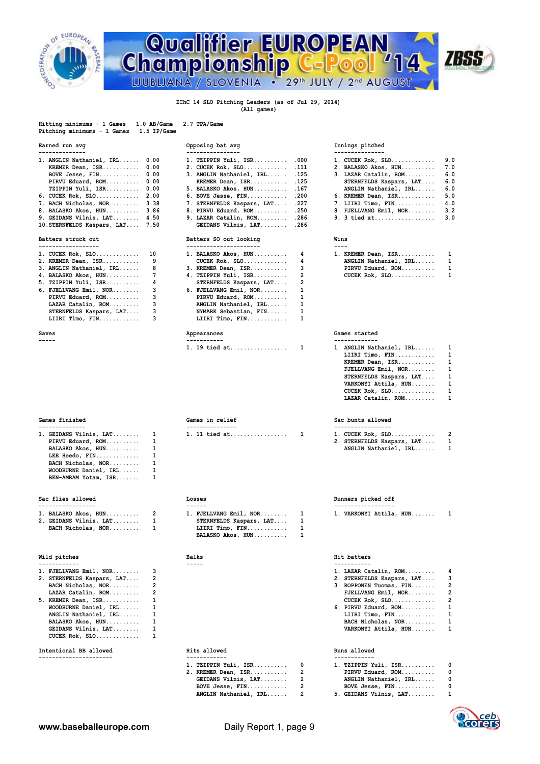# Qualifier EUROPEAN Championship C-Pool '14

LJUBLJANA / SLOVENIA • 29th JULY / 2nd AUGUST

**EChC 14 SLO Pitching Leaders (as of Jul 29, 2014)**
**(All games)**

Hitting minimums - 1 Games 1.0 AB/Game 2.7 TPA/Game
Pitching minimums - 1 Games 1.5 IP/Game

### Earned run avg

| Rank | Player | Value |
|---|---|---|
| 1. | ANGLIN Nathaniel, IRL | 0.00 |
| | KREMER Dean, ISR | 0.00 |
| | BOVE Jesse, FIN | 0.00 |
| | PIRVU Eduard, ROM | 0.00 |
| | TZIPPIN Yuli, ISR | 0.00 |
| 6. | CUCEK Rok, SLO | 2.00 |
| 7. | BACH Nicholas, NOR | 3.38 |
| 8. | BALASKO Akos, HUN | 3.86 |
| 9. | GEIDANS Vilnis, LAT | 4.50 |
| 10. | STERNFELDS Kaspars, LAT | 7.50 |

### Opposing bat avg

| Rank | Player | Value |
|---|---|---|
| 1. | TZIPPIN Yuli, ISR | .000 |
| 2. | CUCEK Rok, SLO | .111 |
| 3. | ANGLIN Nathaniel, IRL | .125 |
| | KREMER Dean, ISR | .125 |
| 5. | BALASKO Akos, HUN | .167 |
| 6. | BOVE Jesse, FIN | .200 |
| 7. | STERNFELDS Kaspars, LAT | .227 |
| 8. | PIRVU Eduard, ROM | .250 |
| 9. | LAZAR Catalin, ROM | .286 |
| | GEIDANS Vilnis, LAT | .286 |

### Innings pitched

| Rank | Player | Value |
|---|---|---|
| 1. | CUCEK Rok, SLO | 9.0 |
| 2. | BALASKO Akos, HUN | 7.0 |
| 3. | LAZAR Catalin, ROM | 6.0 |
| | STERNFELDS Kaspars, LAT | 6.0 |
| | ANGLIN Nathaniel, IRL | 6.0 |
| 6. | KREMER Dean, ISR | 5.0 |
| 7. | LIIRI Timo, FIN | 4.0 |
| 8. | FJELLVANG Emil, NOR | 3.2 |
| 9. | 3 tied at | 3.0 |

### Batters struck out

| Rank | Player | Value |
|---|---|---|
| 1. | CUCEK Rok, SLO | 10 |
| 2. | KREMER Dean, ISR | 9 |
| 3. | ANGLIN Nathaniel, IRL | 8 |
| 4. | BALASKO Akos, HUN | 7 |
| 5. | TZIPPIN Yuli, ISR | 4 |
| 6. | FJELLVANG Emil, NOR | 3 |
| | PIRVU Eduard, ROM | 3 |
| | LAZAR Catalin, ROM | 3 |
| | STERNFELDS Kaspars, LAT | 3 |
| | LIIRI Timo, FIN | 3 |

### Batters SO out looking

| Rank | Player | Value |
|---|---|---|
| 1. | BALASKO Akos, HUN | 4 |
| | CUCEK Rok, SLO | 4 |
| 3. | KREMER Dean, ISR | 3 |
| 4. | TZIPPIN Yuli, ISR | 2 |
| | STERNFELDS Kaspars, LAT | 2 |
| 6. | FJELLVANG Emil, NOR | 1 |
| | PIRVU Eduard, ROM | 1 |
| | ANGLIN Nathaniel, IRL | 1 |
| | NYMARK Sebastian, FIN | 1 |
| | LIIRI Timo, FIN | 1 |

### Wins

| Rank | Player | Value |
|---|---|---|
| 1. | KREMER Dean, ISR | 1 |
| | ANGLIN Nathaniel, IRL | 1 |
| | PIRVU Eduard, ROM | 1 |
| | CUCEK Rok, SLO | 1 |

### Saves

### Appearances

| Rank | Player | Value |
|---|---|---|
| 1. | 19 tied at | 1 |

### Games started

| Rank | Player | Value |
|---|---|---|
| 1. | ANGLIN Nathaniel, IRL | 1 |
| | LIIRI Timo, FIN | 1 |
| | KREMER Dean, ISR | 1 |
| | FJELLVANG Emil, NOR | 1 |
| | STERNFELDS Kaspars, LAT | 1 |
| | VARKONYI Attila, HUN | 1 |
| | CUCEK Rok, SLO | 1 |
| | LAZAR Catalin, ROM | 1 |

### Games finished

| Rank | Player | Value |
|---|---|---|
| 1. | GEIDANS Vilnis, LAT | 1 |
| | PIRVU Eduard, ROM | 1 |
| | BALASKO Akos, HUN | 1 |
| | LEE Heedo, FIN | 1 |
| | BACH Nicholas, NOR | 1 |
| | WOODBURNE Daniel, IRL | 1 |
| | BEN-AMRAM Yotam, ISR | 1 |

### Games in relief

| Rank | Player | Value |
|---|---|---|
| 1. | 11 tied at | 1 |

### Sac bunts allowed

| Rank | Player | Value |
|---|---|---|
| 1. | CUCEK Rok, SLO | 2 |
| 2. | STERNFELDS Kaspars, LAT | 1 |
| | ANGLIN Nathaniel, IRL | 1 |

### Sac flies allowed

| Rank | Player | Value |
|---|---|---|
| 1. | BALASKO Akos, HUN | 2 |
| 2. | GEIDANS Vilnis, LAT | 1 |
| | BACH Nicholas, NOR | 1 |

### Losses

| Rank | Player | Value |
|---|---|---|
| 1. | FJELLVANG Emil, NOR | 1 |
| | STERNFELDS Kaspars, LAT | 1 |
| | LIIRI Timo, FIN | 1 |
| | BALASKO Akos, HUN | 1 |

### Runners picked off

| Rank | Player | Value |
|---|---|---|
| 1. | VARKONYI Attila, HUN | 1 |

### Wild pitches

| Rank | Player | Value |
|---|---|---|
| 1. | FJELLVANG Emil, NOR | 3 |
| 2. | STERNFELDS Kaspars, LAT | 2 |
| | BACH Nicholas, NOR | 2 |
| | LAZAR Catalin, ROM | 2 |
| 5. | KREMER Dean, ISR | 1 |
| | WOODBURNE Daniel, IRL | 1 |
| | ANGLIN Nathaniel, IRL | 1 |
| | BALASKO Akos, HUN | 1 |
| | GEIDANS Vilnis, LAT | 1 |
| | CUCEK Rok, SLO | 1 |

### Balks

### Hit batters

| Rank | Player | Value |
|---|---|---|
| 1. | LAZAR Catalin, ROM | 4 |
| 2. | STERNFELDS Kaspars, LAT | 3 |
| 3. | ROPPONEN Tuomas, FIN | 2 |
| | FJELLVANG Emil, NOR | 2 |
| | CUCEK Rok, SLO | 2 |
| 6. | PIRVU Eduard, ROM | 1 |
| | LIIRI Timo, FIN | 1 |
| | BACH Nicholas, NOR | 1 |
| | VARKONYI Attila, HUN | 1 |

### Intentional BB allowed

### Hits allowed

| Rank | Player | Value |
|---|---|---|
| 1. | TZIPPIN Yuli, ISR | 0 |
| 2. | KREMER Dean, ISR | 2 |
| | GEIDANS Vilnis, LAT | 2 |
| | BOVE Jesse, FIN | 2 |
| | ANGLIN Nathaniel, IRL | 2 |

### Runs allowed

| Rank | Player | Value |
|---|---|---|
| 1. | TZIPPIN Yuli, ISR | 0 |
| | PIRVU Eduard, ROM | 0 |
| | ANGLIN Nathaniel, IRL | 0 |
| | BOVE Jesse, FIN | 0 |
| 5. | GEIDANS Vilnis, LAT | 1 |

**www.baseballeurope.com** Daily Report 1, page 9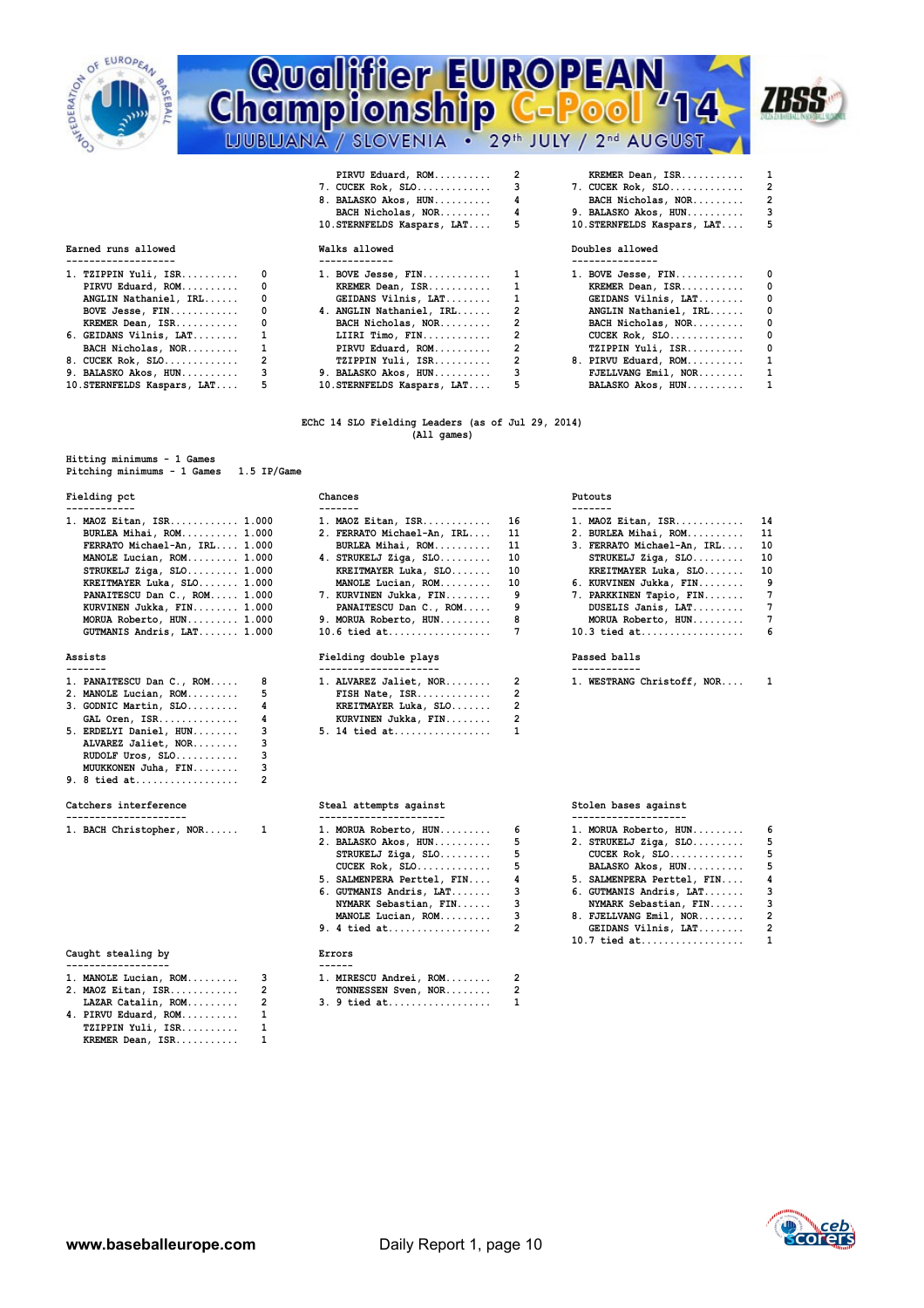| | |
|---|---|
| PIRVU Eduard, ROM.......... | 2 |
| 7. CUCEK Rok, SLO............. | 3 |
| 8. BALASKO Akos, HUN.......... | 4 |
| BACH Nicholas, NOR......... | 4 |
| 10.STERNFELDS Kaspars, LAT.... | 5 |

| | |
|---|---|
| KREMER Dean, ISR........... | 1 |
| 7. CUCEK Rok, SLO............. | 2 |
| BACH Nicholas, NOR......... | 2 |
| 9. BALASKO Akos, HUN.......... | 3 |
| 10.STERNFELDS Kaspars, LAT.... | 5 |

**Earned runs allowed**

| | |
|---|---|
| 1. TZIPPIN Yuli, ISR.......... | 0 |
| PIRVU Eduard, ROM.......... | 0 |
| ANGLIN Nathaniel, IRL...... | 0 |
| BOVE Jesse, FIN............ | 0 |
| KREMER Dean, ISR........... | 0 |
| 6. GEIDANS Vilnis, LAT........ | 1 |
| BACH Nicholas, NOR......... | 1 |
| 8. CUCEK Rok, SLO............. | 2 |
| 9. BALASKO Akos, HUN.......... | 3 |
| 10.STERNFELDS Kaspars, LAT.... | 5 |

**Walks allowed**

| | |
|---|---|
| 1. BOVE Jesse, FIN............ | 1 |
| KREMER Dean, ISR........... | 1 |
| GEIDANS Vilnis, LAT........ | 1 |
| 4. ANGLIN Nathaniel, IRL...... | 2 |
| BACH Nicholas, NOR......... | 2 |
| LIIRI Timo, FIN............ | 2 |
| PIRVU Eduard, ROM.......... | 2 |
| TZIPPIN Yuli, ISR.......... | 2 |
| 9. BALASKO Akos, HUN.......... | 3 |
| 10.STERNFELDS Kaspars, LAT.... | 5 |

**Doubles allowed**

| | |
|---|---|
| 1. BOVE Jesse, FIN............ | 0 |
| KREMER Dean, ISR........... | 0 |
| GEIDANS Vilnis, LAT........ | 0 |
| ANGLIN Nathaniel, IRL...... | 0 |
| BACH Nicholas, NOR......... | 0 |
| CUCEK Rok, SLO............. | 0 |
| TZIPPIN Yuli, ISR.......... | 0 |
| 8. PIRVU Eduard, ROM.......... | 1 |
| FJELLVANG Emil, NOR........ | 1 |
| BALASKO Akos, HUN.......... | 1 |

## EChC 14 SLO Fielding Leaders (as of Jul 29, 2014)
(All games)

Hitting minimums - 1 Games
Pitching minimums - 1 Games 1.5 IP/Game

**Fielding pct**

| | |
|---|---|
| 1. MAOZ Eitan, ISR............ | 1.000 |
| BURLEA Mihai, ROM.......... | 1.000 |
| FERRATO Michael-An, IRL.... | 1.000 |
| MANOLE Lucian, ROM......... | 1.000 |
| STRUKELJ Ziga, SLO......... | 1.000 |
| KREITMAYER Luka, SLO....... | 1.000 |
| PANAITESCU Dan C., ROM..... | 1.000 |
| KURVINEN Jukka, FIN........ | 1.000 |
| MORUA Roberto, HUN......... | 1.000 |
| GUTMANIS Andris, LAT....... | 1.000 |

**Chances**

| | |
|---|---|
| 1. MAOZ Eitan, ISR............ | 16 |
| 2. FERRATO Michael-An, IRL.... | 11 |
| BURLEA Mihai, ROM.......... | 11 |
| 4. STRUKELJ Ziga, SLO......... | 10 |
| KREITMAYER Luka, SLO....... | 10 |
| MANOLE Lucian, ROM......... | 10 |
| 7. KURVINEN Jukka, FIN........ | 9 |
| PANAITESCU Dan C., ROM..... | 9 |
| 9. MORUA Roberto, HUN......... | 8 |
| 10.6 tied at.................. | 7 |

**Putouts**

| | |
|---|---|
| 1. MAOZ Eitan, ISR............ | 14 |
| 2. BURLEA Mihai, ROM.......... | 11 |
| 3. FERRATO Michael-An, IRL.... | 10 |
| STRUKELJ Ziga, SLO......... | 10 |
| KREITMAYER Luka, SLO....... | 10 |
| 6. KURVINEN Jukka, FIN........ | 9 |
| 7. PARKKINEN Tapio, FIN....... | 7 |
| DUSELIS Janis, LAT......... | 7 |
| MORUA Roberto, HUN......... | 7 |
| 10.3 tied at.................. | 6 |

**Assists**

| | |
|---|---|
| 1. PANAITESCU Dan C., ROM..... | 8 |
| 2. MANOLE Lucian, ROM......... | 5 |
| 3. GODNIC Martin, SLO......... | 4 |
| GAL Oren, ISR.............. | 4 |
| 5. ERDELYI Daniel, HUN........ | 3 |
| ALVAREZ Jaliet, NOR........ | 3 |
| RUDOLF Uros, SLO........... | 3 |
| MUUKKONEN Juha, FIN........ | 3 |
| 9. 8 tied at.................. | 2 |

**Fielding double plays**

| | |
|---|---|
| 1. ALVAREZ Jaliet, NOR........ | 2 |
| FISH Nate, ISR............. | 2 |
| KREITMAYER Luka, SLO....... | 2 |
| KURVINEN Jukka, FIN........ | 2 |
| 5. 14 tied at................. | 1 |

**Passed balls**

| | |
|---|---|
| 1. WESTRANG Christoff, NOR.... | 1 |

**Catchers interference**

| | |
|---|---|
| 1. BACH Christopher, NOR...... | 1 |

**Steal attempts against**

| | |
|---|---|
| 1. MORUA Roberto, HUN......... | 6 |
| 2. BALASKO Akos, HUN.......... | 5 |
| STRUKELJ Ziga, SLO......... | 5 |
| CUCEK Rok, SLO............. | 5 |
| 5. SALMENPERA Perttel, FIN.... | 4 |
| 6. GUTMANIS Andris, LAT....... | 3 |
| NYMARK Sebastian, FIN...... | 3 |
| MANOLE Lucian, ROM......... | 3 |
| 9. 4 tied at.................. | 2 |

**Stolen bases against**

| | |
|---|---|
| 1. MORUA Roberto, HUN......... | 6 |
| 2. STRUKELJ Ziga, SLO......... | 5 |
| CUCEK Rok, SLO............. | 5 |
| BALASKO Akos, HUN.......... | 5 |
| 5. SALMENPERA Perttel, FIN.... | 4 |
| 6. GUTMANIS Andris, LAT....... | 3 |
| NYMARK Sebastian, FIN...... | 3 |
| 8. FJELLVANG Emil, NOR........ | 2 |
| GEIDANS Vilnis, LAT........ | 2 |
| 10.7 tied at.................. | 1 |

**Caught stealing by**

| | |
|---|---|
| 1. MANOLE Lucian, ROM......... | 3 |
| 2. MAOZ Eitan, ISR............ | 2 |
| LAZAR Catalin, ROM......... | 2 |
| 4. PIRVU Eduard, ROM.......... | 1 |
| TZIPPIN Yuli, ISR.......... | 1 |
| KREMER Dean, ISR........... | 1 |

**Errors**

| | |
|---|---|
| 1. MIRESCU Andrei, ROM........ | 2 |
| TONNESSEN Sven, NOR........ | 2 |
| 3. 9 tied at.................. | 1 |

www.baseballeurope.com Daily Report 1, page 10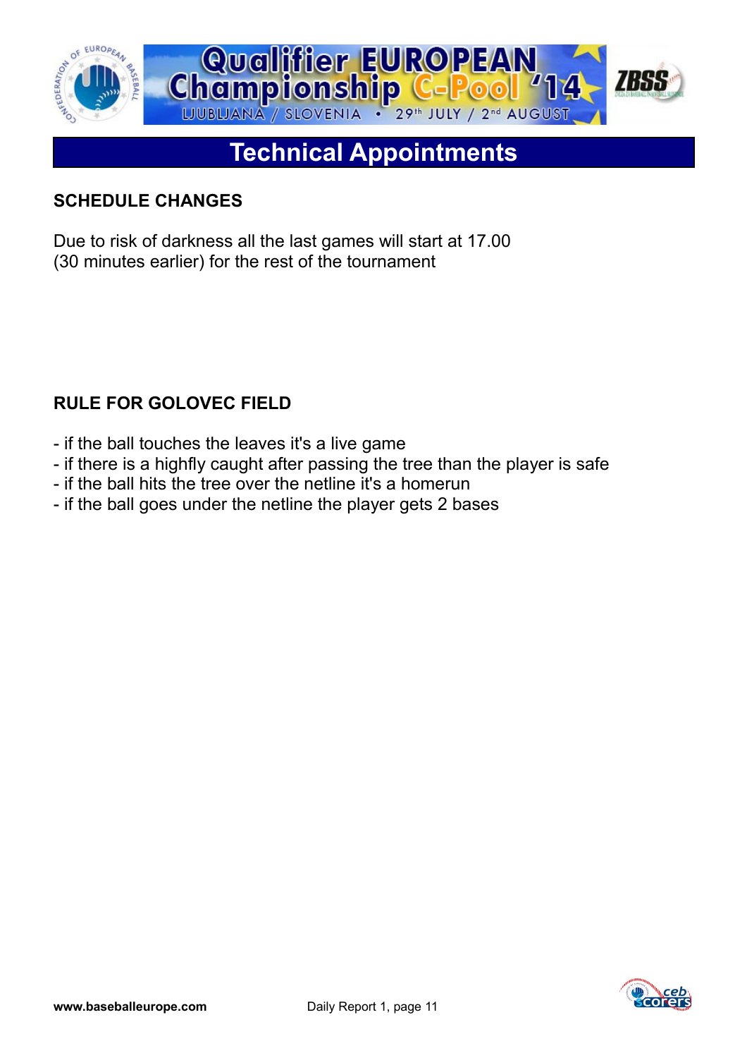# Technical Appointments

## SCHEDULE CHANGES

Due to risk of darkness all the last games will start at 17.00 (30 minutes earlier) for the rest of the tournament

## RULE FOR GOLOVEC FIELD

- if the ball touches the leaves it's a live game
- if there is a highfly caught after passing the tree than the player is safe
- if the ball hits the tree over the netline it's a homerun
- if the ball goes under the netline the player gets 2 bases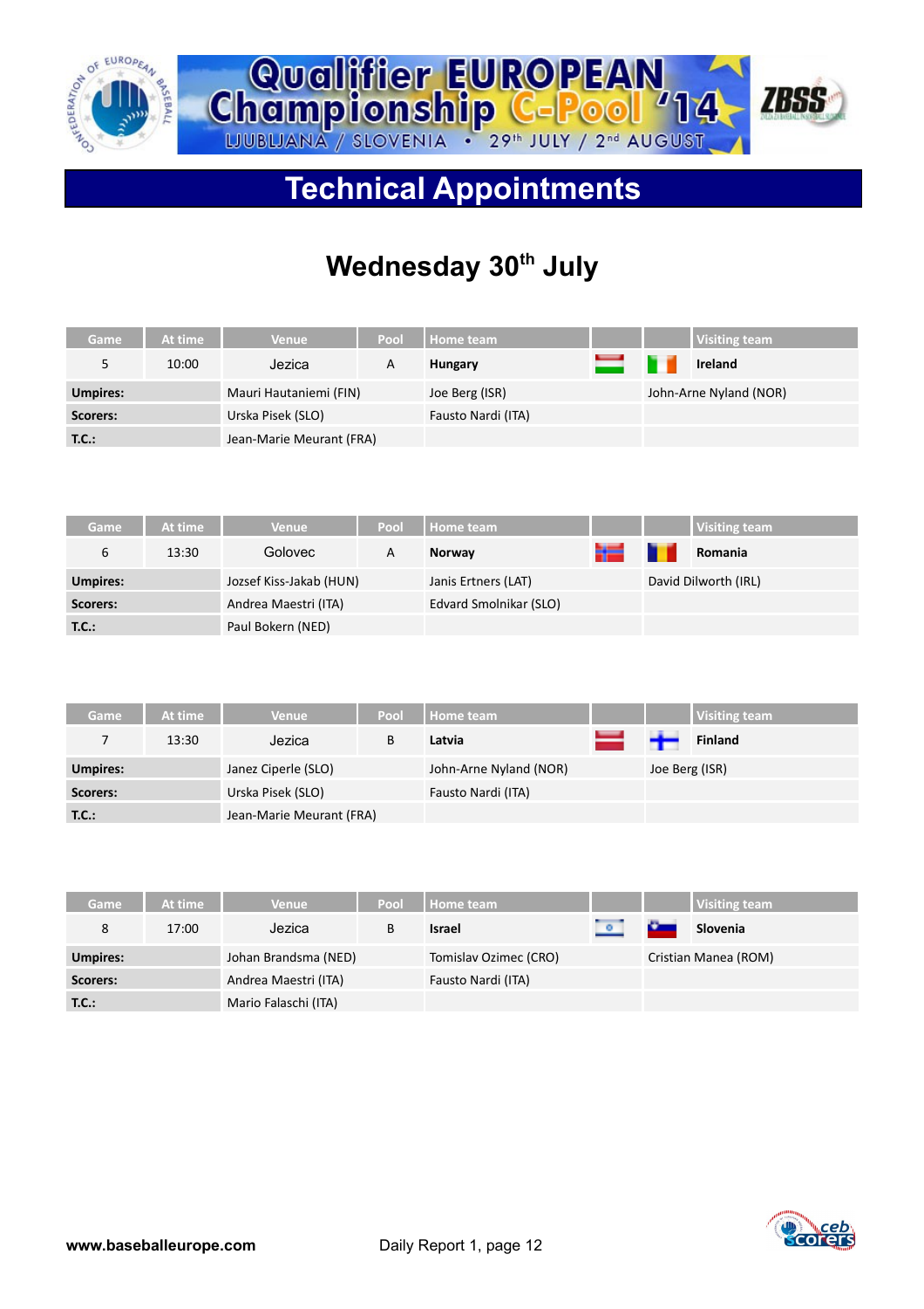# Qualifier EUROPEAN Championship C-Pool '14

LJUBLJANA / SLOVENIA • 29th JULY / 2nd AUGUST

## Technical Appointments

## Wednesday 30th July

| Game | At time | Venue | Pool | Home team | | | Visiting team |
|---|---|---|---|---|---|---|---|
| 5 | 10:00 | Jezica | A | **Hungary** | | | **Ireland** |
| **Umpires:** | | Mauri Hautaniemi (FIN) | | Joe Berg (ISR) | | John-Arne Nyland (NOR) | |
| **Scorers:** | | Urska Pisek (SLO) | | Fausto Nardi (ITA) | | | |
| **T.C.:** | | Jean-Marie Meurant (FRA) | | | | | |

| Game | At time | Venue | Pool | Home team | | | Visiting team |
|---|---|---|---|---|---|---|---|
| 6 | 13:30 | Golovec | A | **Norway** | | | **Romania** |
| **Umpires:** | | Jozsef Kiss-Jakab (HUN) | | Janis Ertners (LAT) | | David Dilworth (IRL) | |
| **Scorers:** | | Andrea Maestri (ITA) | | Edvard Smolnikar (SLO) | | | |
| **T.C.:** | | Paul Bokern (NED) | | | | | |

| Game | At time | Venue | Pool | Home team | | | Visiting team |
|---|---|---|---|---|---|---|---|
| 7 | 13:30 | Jezica | B | **Latvia** | | | **Finland** |
| **Umpires:** | | Janez Ciperle (SLO) | | John-Arne Nyland (NOR) | | Joe Berg (ISR) | |
| **Scorers:** | | Urska Pisek (SLO) | | Fausto Nardi (ITA) | | | |
| **T.C.:** | | Jean-Marie Meurant (FRA) | | | | | |

| Game | At time | Venue | Pool | Home team | | | Visiting team |
|---|---|---|---|---|---|---|---|
| 8 | 17:00 | Jezica | B | **Israel** | | | **Slovenia** |
| **Umpires:** | | Johan Brandsma (NED) | | Tomislav Ozimec (CRO) | | Cristian Manea (ROM) | |
| **Scorers:** | | Andrea Maestri (ITA) | | Fausto Nardi (ITA) | | | |
| **T.C.:** | | Mario Falaschi (ITA) | | | | | |

www.baseballeurope.com Daily Report 1, page 12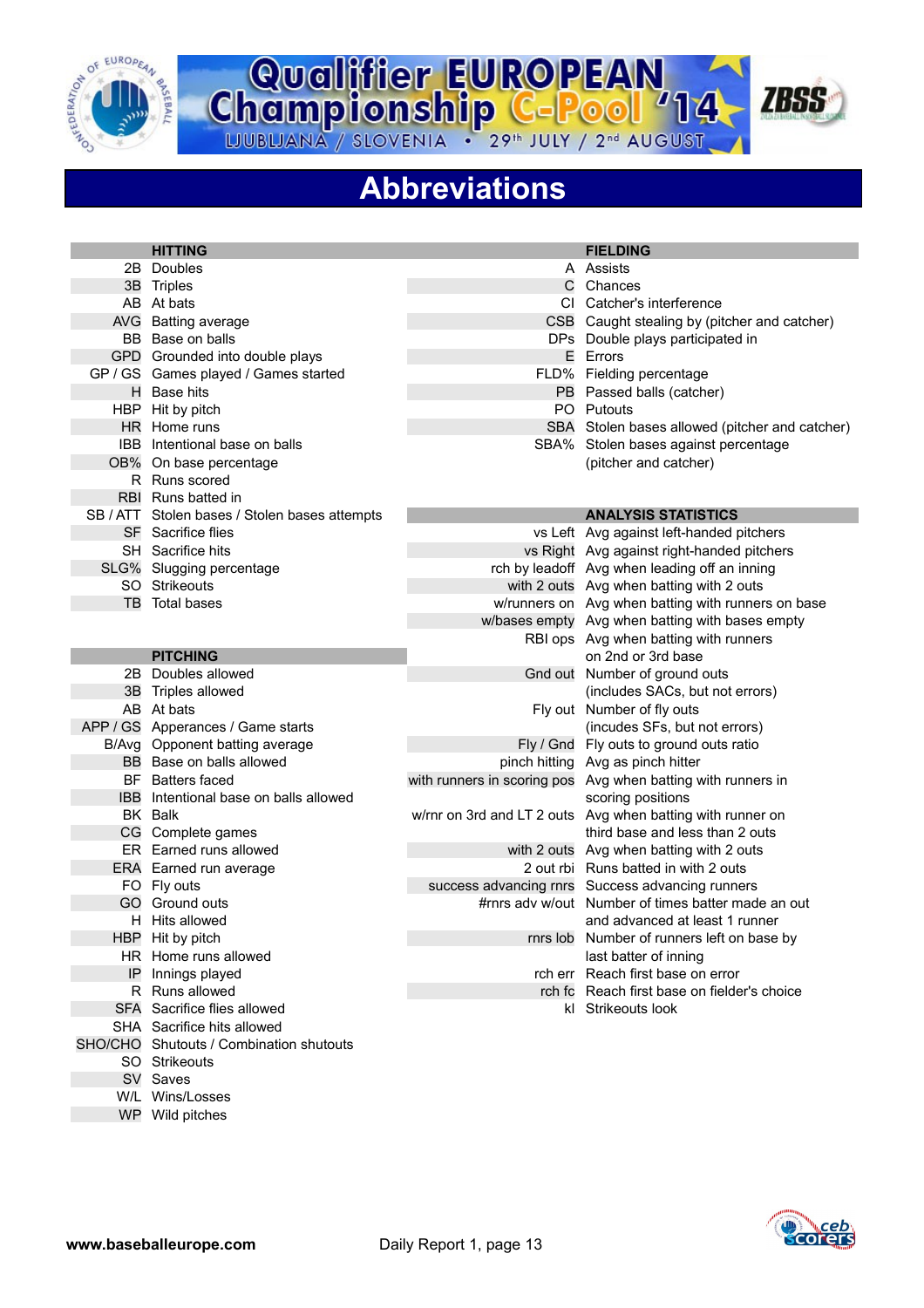# Qualifier EUROPEAN Championship C-Pool '14

LJUBLJANA / SLOVENIA • 29th JULY / 2nd AUGUST

## Abbreviations

| | HITTING |
|---|---|
| 2B | Doubles |
| 3B | Triples |
| AB | At bats |
| AVG | Batting average |
| BB | Base on balls |
| GPD | Grounded into double plays |
| GP / GS | Games played / Games started |
| H | Base hits |
| HBP | Hit by pitch |
| HR | Home runs |
| IBB | Intentional base on balls |
| OB% | On base percentage |
| R | Runs scored |
| RBI | Runs batted in |
| SB / ATT | Stolen bases / Stolen bases attempts |
| SF | Sacrifice flies |
| SH | Sacrifice hits |
| SLG% | Slugging percentage |
| SO | Strikeouts |
| TB | Total bases |

| | PITCHING |
|---|---|
| 2B | Doubles allowed |
| 3B | Triples allowed |
| AB | At bats |
| APP / GS | Apperances / Game starts |
| B/Avg | Opponent batting average |
| BB | Base on balls allowed |
| BF | Batters faced |
| IBB | Intentional base on balls allowed |
| BK | Balk |
| CG | Complete games |
| ER | Earned runs allowed |
| ERA | Earned run average |
| FO | Fly outs |
| GO | Ground outs |
| H | Hits allowed |
| HBP | Hit by pitch |
| HR | Home runs allowed |
| IP | Innings played |
| R | Runs allowed |
| SFA | Sacrifice flies allowed |
| SHA | Sacrifice hits allowed |
| SHO/CHO | Shutouts / Combination shutouts |
| SO | Strikeouts |
| SV | Saves |
| W/L | Wins/Losses |
| WP | Wild pitches |

| | FIELDING |
|---|---|
| A | Assists |
| C | Chances |
| CI | Catcher's interference |
| CSB | Caught stealing by (pitcher and catcher) |
| DPs | Double plays participated in |
| E | Errors |
| FLD% | Fielding percentage |
| PB | Passed balls (catcher) |
| PO | Putouts |
| SBA | Stolen bases allowed (pitcher and catcher) |
| SBA% | Stolen bases against percentage (pitcher and catcher) |

| | ANALYSIS STATISTICS |
|---|---|
| vs Left | Avg against left-handed pitchers |
| vs Right | Avg against right-handed pitchers |
| rch by leadoff | Avg when leading off an inning |
| with 2 outs | Avg when batting with 2 outs |
| w/runners on | Avg when batting with runners on base |
| w/bases empty | Avg when batting with bases empty |
| RBI ops | Avg when batting with runners on 2nd or 3rd base |
| Gnd out | Number of ground outs (includes SACs, but not errors) |
| Fly out | Number of fly outs (incudes SFs, but not errors) |
| Fly / Gnd | Fly outs to ground outs ratio |
| pinch hitting | Avg as pinch hitter |
| with runners in scoring pos | Avg when batting with runners in scoring positions |
| w/rnr on 3rd and LT 2 outs | Avg when batting with runner on third base and less than 2 outs |
| with 2 outs | Avg when batting with 2 outs |
| 2 out rbi | Runs batted in with 2 outs |
| success advancing rnrs | Success advancing runners |
| #rnrs adv w/out | Number of times batter made an out and advanced at least 1 runner |
| rnrs lob | Number of runners left on base by last batter of inning |
| rch err | Reach first base on error |
| rch fc | Reach first base on fielder's choice |
| kl | Strikeouts look |

www.baseballeurope.com Daily Report 1, page 13